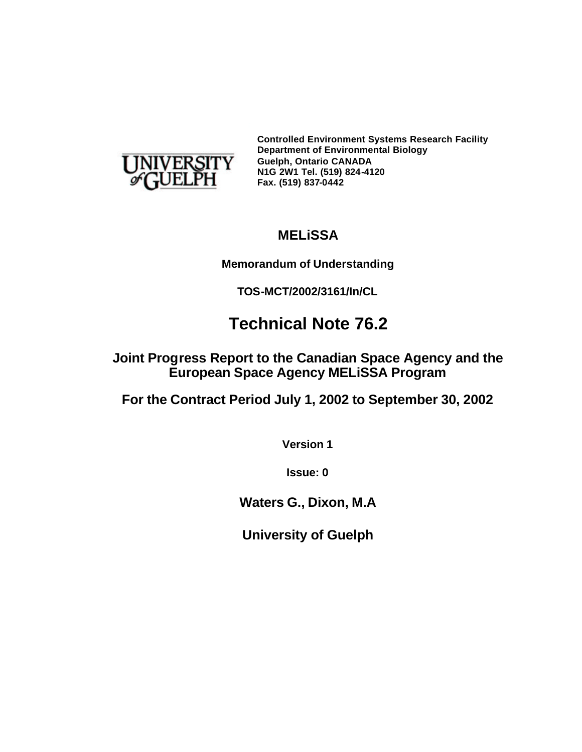Controlled Environment Systems Research Facility
Department of Environmental Biology
Guelph, Ontario CANADA
N1G 2W1 Tel. (519) 824-4120
Fax. (519) 837-0442

**MELiSSA**

**Memorandum of Understanding**

**TOS-MCT/2002/3161/In/CL**

# Technical Note 76.2

## Joint Progress Report to the Canadian Space Agency and the European Space Agency MELiSSA Program

## For the Contract Period July 1, 2002 to September 30, 2002

**Version 1**

**Issue: 0**

**Waters G., Dixon, M.A**

**University of Guelph**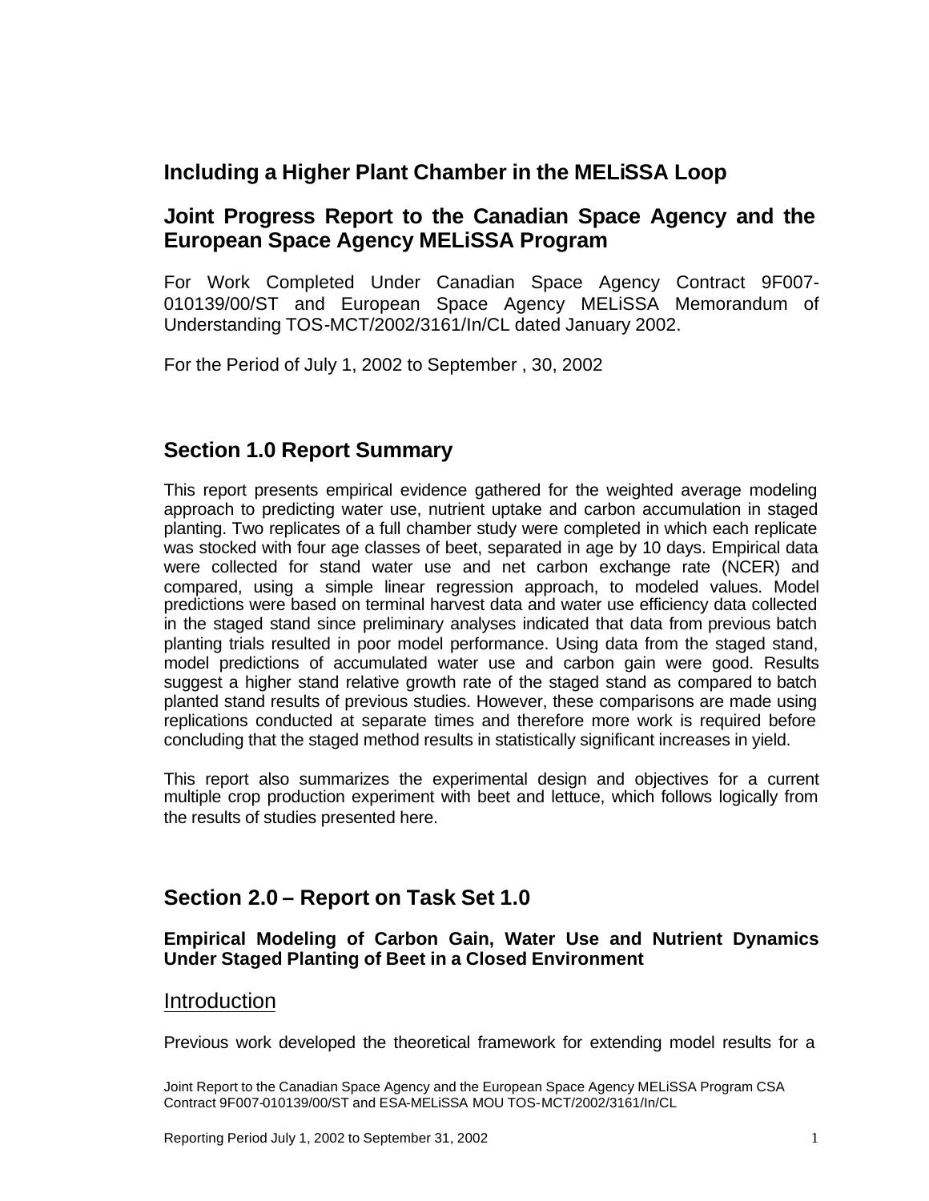## Including a Higher Plant Chamber in the MELiSSA Loop

## Joint Progress Report to the Canadian Space Agency and the European Space Agency MELiSSA Program

For Work Completed Under Canadian Space Agency Contract 9F007-010139/00/ST and European Space Agency MELiSSA Memorandum of Understanding TOS-MCT/2002/3161/In/CL dated January 2002.

For the Period of July 1, 2002 to September , 30, 2002

## Section 1.0 Report Summary

This report presents empirical evidence gathered for the weighted average modeling approach to predicting water use, nutrient uptake and carbon accumulation in staged planting. Two replicates of a full chamber study were completed in which each replicate was stocked with four age classes of beet, separated in age by 10 days. Empirical data were collected for stand water use and net carbon exchange rate (NCER) and compared, using a simple linear regression approach, to modeled values. Model predictions were based on terminal harvest data and water use efficiency data collected in the staged stand since preliminary analyses indicated that data from previous batch planting trials resulted in poor model performance. Using data from the staged stand, model predictions of accumulated water use and carbon gain were good. Results suggest a higher stand relative growth rate of the staged stand as compared to batch planted stand results of previous studies. However, these comparisons are made using replications conducted at separate times and therefore more work is required before concluding that the staged method results in statistically significant increases in yield.

This report also summarizes the experimental design and objectives for a current multiple crop production experiment with beet and lettuce, which follows logically from the results of studies presented here.

## Section 2.0 – Report on Task Set 1.0

### Empirical Modeling of Carbon Gain, Water Use and Nutrient Dynamics Under Staged Planting of Beet in a Closed Environment

### Introduction

Previous work developed the theoretical framework for extending model results for a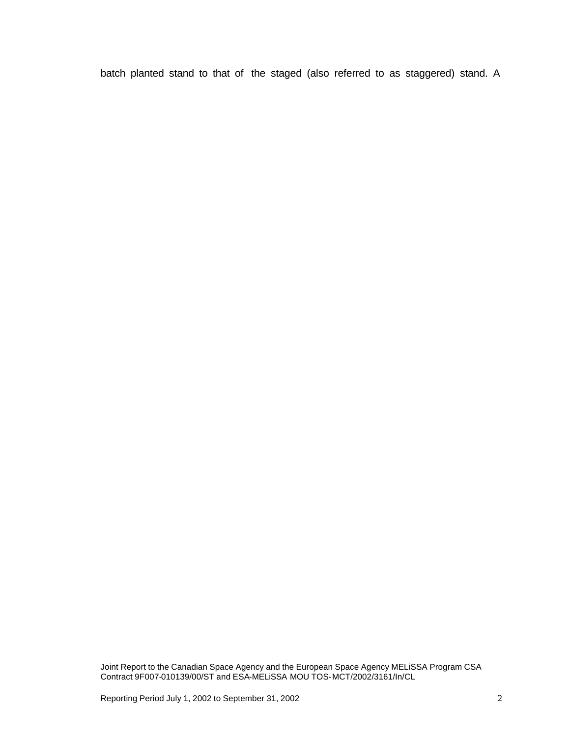batch planted stand to that of the staged (also referred to as staggered) stand. A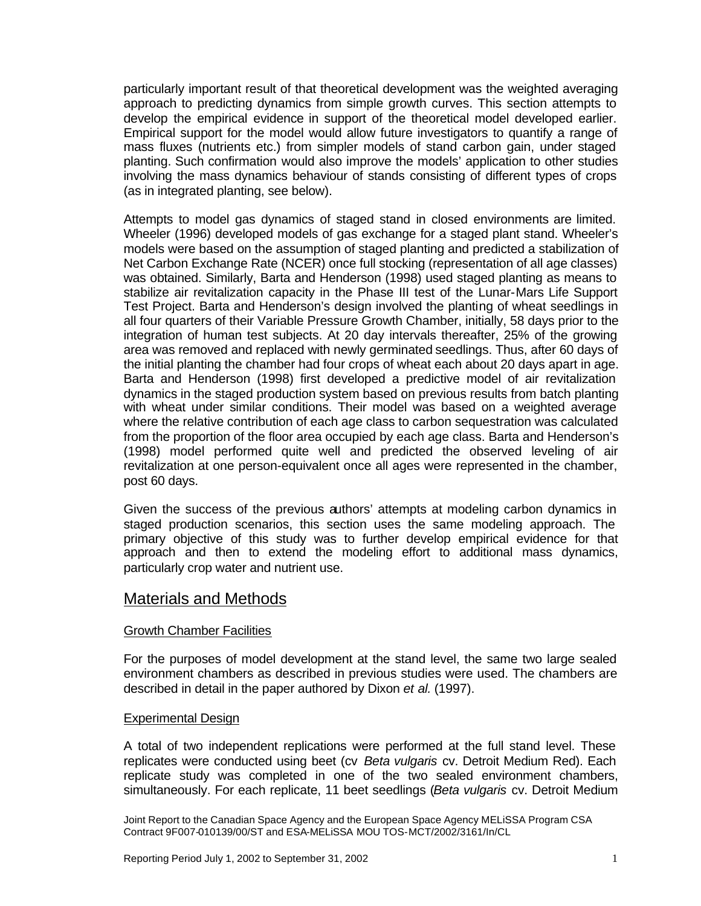particularly important result of that theoretical development was the weighted averaging approach to predicting dynamics from simple growth curves. This section attempts to develop the empirical evidence in support of the theoretical model developed earlier. Empirical support for the model would allow future investigators to quantify a range of mass fluxes (nutrients etc.) from simpler models of stand carbon gain, under staged planting. Such confirmation would also improve the models' application to other studies involving the mass dynamics behaviour of stands consisting of different types of crops (as in integrated planting, see below).

Attempts to model gas dynamics of staged stand in closed environments are limited. Wheeler (1996) developed models of gas exchange for a staged plant stand. Wheeler's models were based on the assumption of staged planting and predicted a stabilization of Net Carbon Exchange Rate (NCER) once full stocking (representation of all age classes) was obtained. Similarly, Barta and Henderson (1998) used staged planting as means to stabilize air revitalization capacity in the Phase III test of the Lunar-Mars Life Support Test Project. Barta and Henderson's design involved the planting of wheat seedlings in all four quarters of their Variable Pressure Growth Chamber, initially, 58 days prior to the integration of human test subjects. At 20 day intervals thereafter, 25% of the growing area was removed and replaced with newly germinated seedlings. Thus, after 60 days of the initial planting the chamber had four crops of wheat each about 20 days apart in age. Barta and Henderson (1998) first developed a predictive model of air revitalization dynamics in the staged production system based on previous results from batch planting with wheat under similar conditions. Their model was based on a weighted average where the relative contribution of each age class to carbon sequestration was calculated from the proportion of the floor area occupied by each age class. Barta and Henderson's (1998) model performed quite well and predicted the observed leveling of air revitalization at one person-equivalent once all ages were represented in the chamber, post 60 days.

Given the success of the previous authors' attempts at modeling carbon dynamics in staged production scenarios, this section uses the same modeling approach. The primary objective of this study was to further develop empirical evidence for that approach and then to extend the modeling effort to additional mass dynamics, particularly crop water and nutrient use.

## Materials and Methods

### Growth Chamber Facilities

For the purposes of model development at the stand level, the same two large sealed environment chambers as described in previous studies were used. The chambers are described in detail in the paper authored by Dixon *et al.* (1997).

### Experimental Design

A total of two independent replications were performed at the full stand level. These replicates were conducted using beet (cv *Beta vulgaris* cv. Detroit Medium Red). Each replicate study was completed in one of the two sealed environment chambers, simultaneously. For each replicate, 11 beet seedlings (*Beta vulgaris* cv. Detroit Medium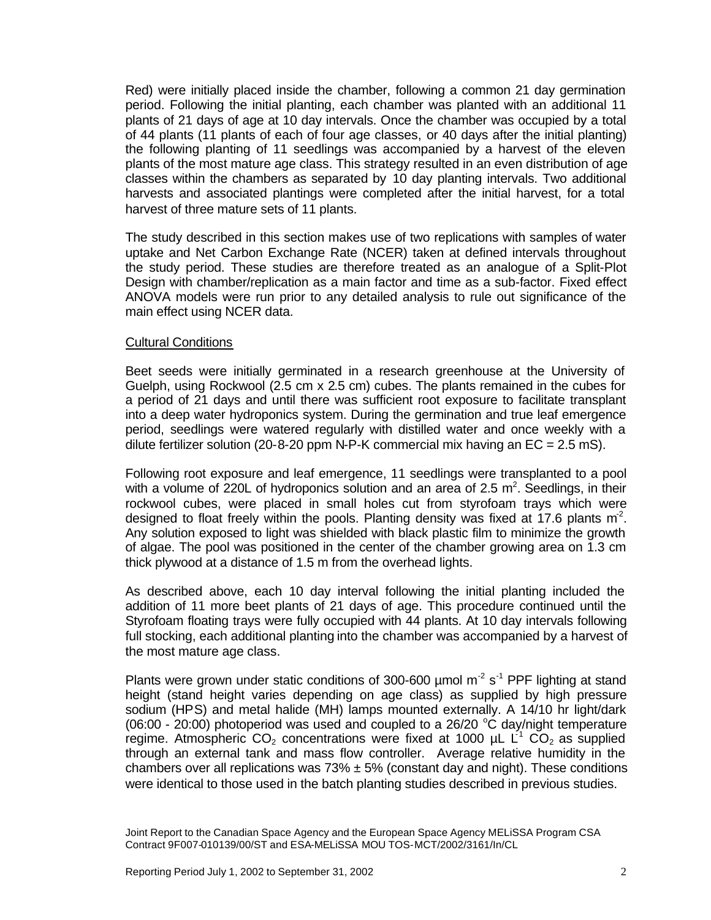Red) were initially placed inside the chamber, following a common 21 day germination period. Following the initial planting, each chamber was planted with an additional 11 plants of 21 days of age at 10 day intervals. Once the chamber was occupied by a total of 44 plants (11 plants of each of four age classes, or 40 days after the initial planting) the following planting of 11 seedlings was accompanied by a harvest of the eleven plants of the most mature age class. This strategy resulted in an even distribution of age classes within the chambers as separated by 10 day planting intervals. Two additional harvests and associated plantings were completed after the initial harvest, for a total harvest of three mature sets of 11 plants.

The study described in this section makes use of two replications with samples of water uptake and Net Carbon Exchange Rate (NCER) taken at defined intervals throughout the study period. These studies are therefore treated as an analogue of a Split-Plot Design with chamber/replication as a main factor and time as a sub-factor. Fixed effect ANOVA models were run prior to any detailed analysis to rule out significance of the main effect using NCER data.

Cultural Conditions

Beet seeds were initially germinated in a research greenhouse at the University of Guelph, using Rockwool (2.5 cm x 2.5 cm) cubes. The plants remained in the cubes for a period of 21 days and until there was sufficient root exposure to facilitate transplant into a deep water hydroponics system. During the germination and true leaf emergence period, seedlings were watered regularly with distilled water and once weekly with a dilute fertilizer solution (20-8-20 ppm N-P-K commercial mix having an EC = 2.5 mS).

Following root exposure and leaf emergence, 11 seedlings were transplanted to a pool with a volume of 220L of hydroponics solution and an area of 2.5 $m^2$. Seedlings, in their rockwool cubes, were placed in small holes cut from styrofoam trays which were designed to float freely within the pools. Planting density was fixed at 17.6 plants $m^{-2}$. Any solution exposed to light was shielded with black plastic film to minimize the growth of algae. The pool was positioned in the center of the chamber growing area on 1.3 cm thick plywood at a distance of 1.5 m from the overhead lights.

As described above, each 10 day interval following the initial planting included the addition of 11 more beet plants of 21 days of age. This procedure continued until the Styrofoam floating trays were fully occupied with 44 plants. At 10 day intervals following full stocking, each additional planting into the chamber was accompanied by a harvest of the most mature age class.

Plants were grown under static conditions of 300-600 µmol $m^{-2}$ $s^{-1}$ PPF lighting at stand height (stand height varies depending on age class) as supplied by high pressure sodium (HPS) and metal halide (MH) lamps mounted externally. A 14/10 hr light/dark (06:00 - 20:00) photoperiod was used and coupled to a 26/20 $^{o}$C day/night temperature regime. Atmospheric $CO_2$ concentrations were fixed at 1000 µL $L^{-1}$ $CO_2$ as supplied through an external tank and mass flow controller. Average relative humidity in the chambers over all replications was 73% ± 5% (constant day and night). These conditions were identical to those used in the batch planting studies described in previous studies.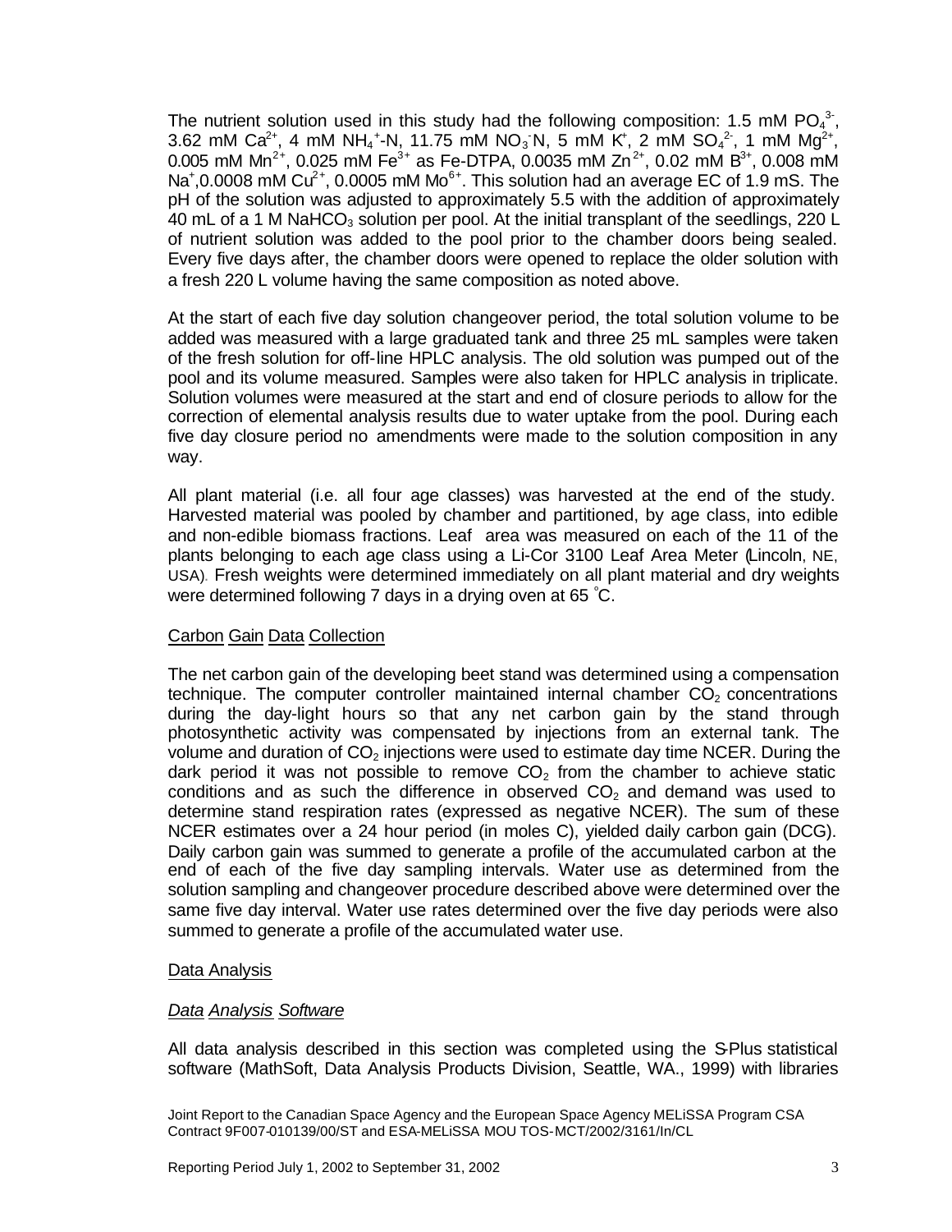The nutrient solution used in this study had the following composition: 1.5 mM $PO_4^{3-}$, 3.62 mM $Ca^{2+}$, 4 mM $NH_4^+$-N, 11.75 mM $NO_3^-$N, 5 mM $K^+$, 2 mM $SO_4^{2-}$, 1 mM $Mg^{2+}$, 0.005 mM $Mn^{2+}$, 0.025 mM $Fe^{3+}$ as Fe-DTPA, 0.0035 mM $Zn^{2+}$, 0.02 mM $B^{3+}$, 0.008 mM $Na^+$,0.0008 mM $Cu^{2+}$, 0.0005 mM $Mo^{6+}$. This solution had an average EC of 1.9 mS. The pH of the solution was adjusted to approximately 5.5 with the addition of approximately 40 mL of a 1 M $NaHCO_3$ solution per pool. At the initial transplant of the seedlings, 220 L of nutrient solution was added to the pool prior to the chamber doors being sealed. Every five days after, the chamber doors were opened to replace the older solution with a fresh 220 L volume having the same composition as noted above.

At the start of each five day solution changeover period, the total solution volume to be added was measured with a large graduated tank and three 25 mL samples were taken of the fresh solution for off-line HPLC analysis. The old solution was pumped out of the pool and its volume measured. Samples were also taken for HPLC analysis in triplicate. Solution volumes were measured at the start and end of closure periods to allow for the correction of elemental analysis results due to water uptake from the pool. During each five day closure period no amendments were made to the solution composition in any way.

All plant material (i.e. all four age classes) was harvested at the end of the study. Harvested material was pooled by chamber and partitioned, by age class, into edible and non-edible biomass fractions. Leaf area was measured on each of the 11 of the plants belonging to each age class using a Li-Cor 3100 Leaf Area Meter (Lincoln, NE, USA). Fresh weights were determined immediately on all plant material and dry weights were determined following 7 days in a drying oven at 65 °C.

## Carbon Gain Data Collection

The net carbon gain of the developing beet stand was determined using a compensation technique. The computer controller maintained internal chamber $CO_2$ concentrations during the day-light hours so that any net carbon gain by the stand through photosynthetic activity was compensated by injections from an external tank. The volume and duration of $CO_2$ injections were used to estimate day time NCER. During the dark period it was not possible to remove $CO_2$ from the chamber to achieve static conditions and as such the difference in observed $CO_2$ and demand was used to determine stand respiration rates (expressed as negative NCER). The sum of these NCER estimates over a 24 hour period (in moles C), yielded daily carbon gain (DCG). Daily carbon gain was summed to generate a profile of the accumulated carbon at the end of each of the five day sampling intervals. Water use as determined from the solution sampling and changeover procedure described above were determined over the same five day interval. Water use rates determined over the five day periods were also summed to generate a profile of the accumulated water use.

## Data Analysis

### *Data Analysis Software*

All data analysis described in this section was completed using the S-Plus statistical software (MathSoft, Data Analysis Products Division, Seattle, WA., 1999) with libraries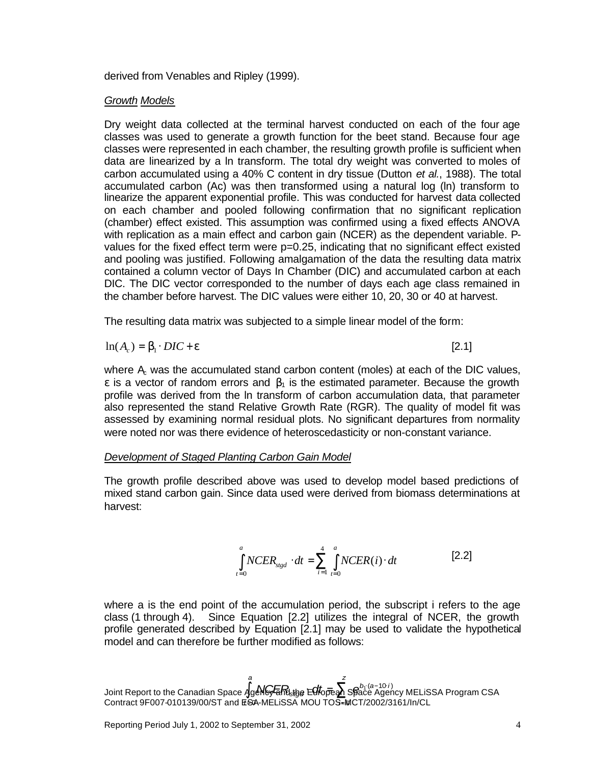derived from Venables and Ripley (1999).

*Growth Models*

Dry weight data collected at the terminal harvest conducted on each of the four age classes was used to generate a growth function for the beet stand. Because four age classes were represented in each chamber, the resulting growth profile is sufficient when data are linearized by a ln transform. The total dry weight was converted to moles of carbon accumulated using a 40% C content in dry tissue (Dutton *et al.*, 1988). The total accumulated carbon (Ac) was then transformed using a natural log (ln) transform to linearize the apparent exponential profile. This was conducted for harvest data collected on each chamber and pooled following confirmation that no significant replication (chamber) effect existed. This assumption was confirmed using a fixed effects ANOVA with replication as a main effect and carbon gain (NCER) as the dependent variable. P-values for the fixed effect term were p=0.25, indicating that no significant effect existed and pooling was justified. Following amalgamation of the data the resulting data matrix contained a column vector of Days In Chamber (DIC) and accumulated carbon at each DIC. The DIC vector corresponded to the number of days each age class remained in the chamber before harvest. The DIC values were either 10, 20, 30 or 40 at harvest.

The resulting data matrix was subjected to a simple linear model of the form:

$$\ln(A_c) = \beta_1 \cdot DIC + \varepsilon \qquad [2.1]$$

where $A_c$ was the accumulated stand carbon content (moles) at each of the DIC values, $\varepsilon$ is a vector of random errors and $\beta_1$ is the estimated parameter. Because the growth profile was derived from the ln transform of carbon accumulation data, that parameter also represented the stand Relative Growth Rate (RGR). The quality of model fit was assessed by examining normal residual plots. No significant departures from normality were noted nor was there evidence of heteroscedasticity or non-constant variance.

*Development of Staged Planting Carbon Gain Model*

The growth profile described above was used to develop model based predictions of mixed stand carbon gain. Since data used were derived from biomass determinations at harvest:

$$\int_{t=0}^{a} NCER_{stgd} \cdot dt = \sum_{i=1}^{4} \int_{t=0}^{a} NCER(i) \cdot dt \qquad [2.2]$$

where a is the end point of the accumulation period, the subscript i refers to the age class (1 through 4). Since Equation [2.2] utilizes the integral of NCER, the growth profile generated described by Equation [2.1] may be used to validate the hypothetical model and can therefore be further modified as follows:

$$\int_{t=0}^{a} NCER_{stgd} \cdot dt = \sum_{i=0}^{z} e^{b_1 \cdot (a-10 \cdot i)}$$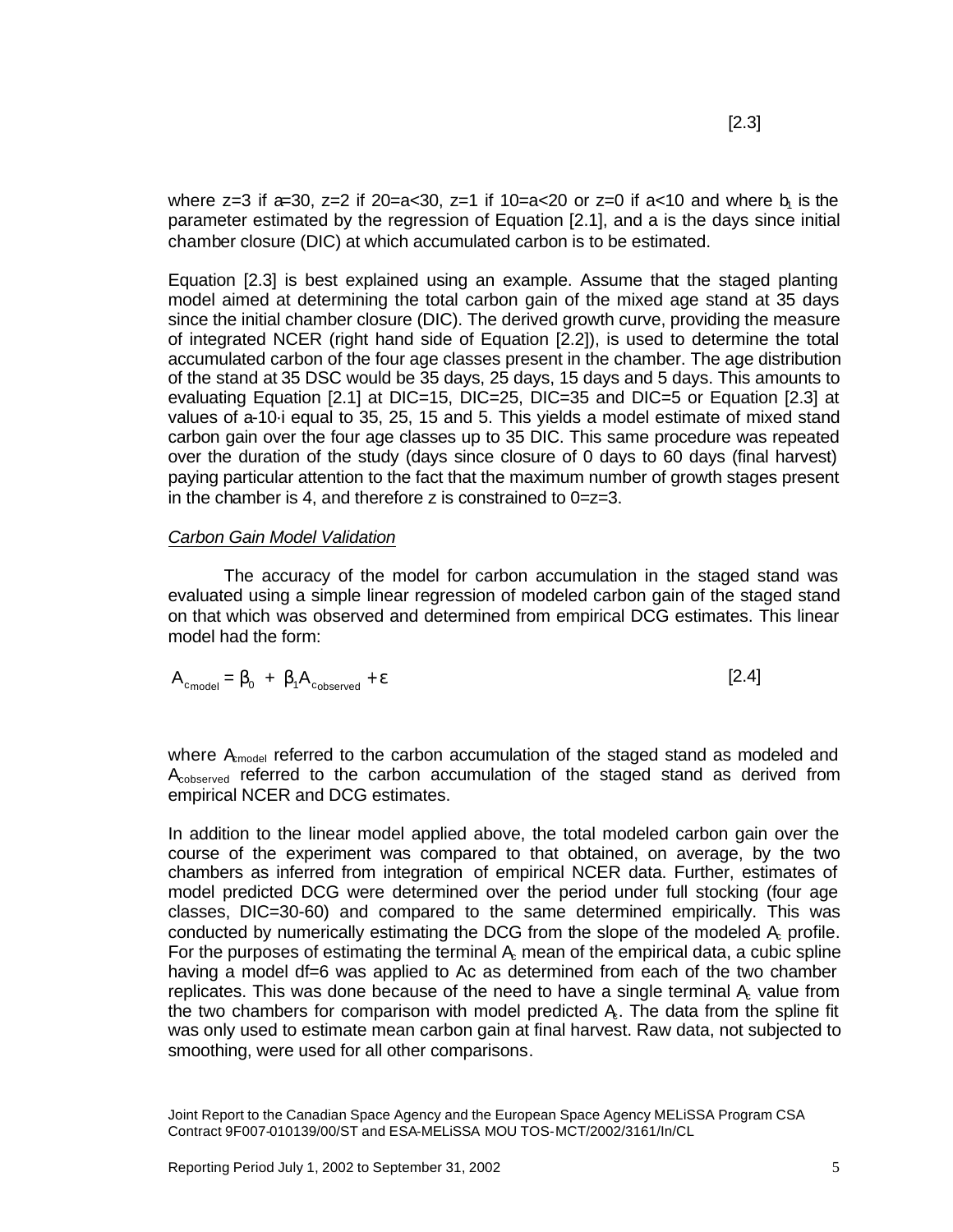[2.3]

where z=3 if a≥30, z=2 if 20≤a<30, z=1 if 10≤a<20 or z=0 if a<10 and where $b_1$ is the parameter estimated by the regression of Equation [2.1], and a is the days since initial chamber closure (DIC) at which accumulated carbon is to be estimated.

Equation [2.3] is best explained using an example. Assume that the staged planting model aimed at determining the total carbon gain of the mixed age stand at 35 days since the initial chamber closure (DIC). The derived growth curve, providing the measure of integrated NCER (right hand side of Equation [2.2]), is used to determine the total accumulated carbon of the four age classes present in the chamber. The age distribution of the stand at 35 DSC would be 35 days, 25 days, 15 days and 5 days. This amounts to evaluating Equation [2.1] at DIC=15, DIC=25, DIC=35 and DIC=5 or Equation [2.3] at values of a-10·i equal to 35, 25, 15 and 5. This yields a model estimate of mixed stand carbon gain over the four age classes up to 35 DIC. This same procedure was repeated over the duration of the study (days since closure of 0 days to 60 days (final harvest) paying particular attention to the fact that the maximum number of growth stages present in the chamber is 4, and therefore z is constrained to 0≤z≤3.

*Carbon Gain Model Validation*

The accuracy of the model for carbon accumulation in the staged stand was evaluated using a simple linear regression of modeled carbon gain of the staged stand on that which was observed and determined from empirical DCG estimates. This linear model had the form:

$$A_{c_{model}} = \beta_0 + \beta_1 A_{c_{observed}} + \varepsilon \qquad [2.4]$$

where $A_{cmodel}$ referred to the carbon accumulation of the staged stand as modeled and $A_{cobserved}$ referred to the carbon accumulation of the staged stand as derived from empirical NCER and DCG estimates.

In addition to the linear model applied above, the total modeled carbon gain over the course of the experiment was compared to that obtained, on average, by the two chambers as inferred from integration of empirical NCER data. Further, estimates of model predicted DCG were determined over the period under full stocking (four age classes, DIC=30-60) and compared to the same determined empirically. This was conducted by numerically estimating the DCG from the slope of the modeled $A_c$ profile. For the purposes of estimating the terminal $A_c$ mean of the empirical data, a cubic spline having a model df=6 was applied to Ac as determined from each of the two chamber replicates. This was done because of the need to have a single terminal $A_c$ value from the two chambers for comparison with model predicted $A_c$. The data from the spline fit was only used to estimate mean carbon gain at final harvest. Raw data, not subjected to smoothing, were used for all other comparisons.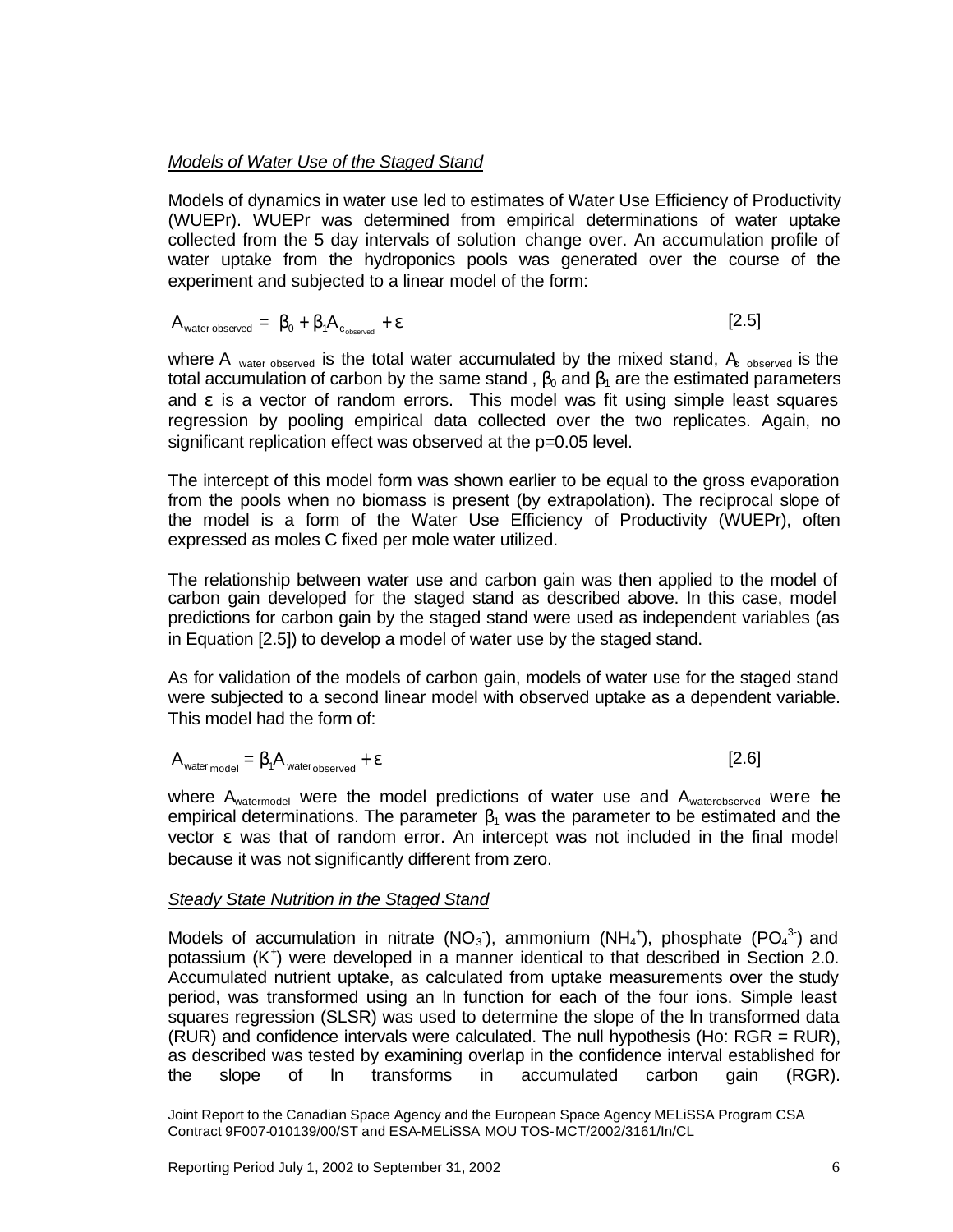*Models of Water Use of the Staged Stand*

Models of dynamics in water use led to estimates of Water Use Efficiency of Productivity (WUEPr). WUEPr was determined from empirical determinations of water uptake collected from the 5 day intervals of solution change over. An accumulation profile of water uptake from the hydroponics pools was generated over the course of the experiment and subjected to a linear model of the form:

$$A_{water\ observed} = \beta_0 + \beta_1 A_{c_{observed}} + \varepsilon \qquad [2.5]$$

where $A_{water\ observed}$ is the total water accumulated by the mixed stand, $A_{c\ observed}$ is the total accumulation of carbon by the same stand , $\beta_0$ and $\beta_1$ are the estimated parameters and $\varepsilon$ is a vector of random errors. This model was fit using simple least squares regression by pooling empirical data collected over the two replicates. Again, no significant replication effect was observed at the p=0.05 level.

The intercept of this model form was shown earlier to be equal to the gross evaporation from the pools when no biomass is present (by extrapolation). The reciprocal slope of the model is a form of the Water Use Efficiency of Productivity (WUEPr), often expressed as moles C fixed per mole water utilized.

The relationship between water use and carbon gain was then applied to the model of carbon gain developed for the staged stand as described above. In this case, model predictions for carbon gain by the staged stand were used as independent variables (as in Equation [2.5]) to develop a model of water use by the staged stand.

As for validation of the models of carbon gain, models of water use for the staged stand were subjected to a second linear model with observed uptake as a dependent variable. This model had the form of:

$$A_{water\ model} = \beta_1 A_{water\ observed} + \varepsilon \qquad [2.6]$$

where $A_{watermodel}$ were the model predictions of water use and $A_{waterobserved}$ were the empirical determinations. The parameter $\beta_1$ was the parameter to be estimated and the vector $\varepsilon$ was that of random error. An intercept was not included in the final model because it was not significantly different from zero.

*Steady State Nutrition in the Staged Stand*

Models of accumulation in nitrate ($NO_3^-$), ammonium ($NH_4^+$), phosphate ($PO_4^{3-}$) and potassium ($K^+$) were developed in a manner identical to that described in Section 2.0. Accumulated nutrient uptake, as calculated from uptake measurements over the study period, was transformed using an ln function for each of the four ions. Simple least squares regression (SLSR) was used to determine the slope of the ln transformed data (RUR) and confidence intervals were calculated. The null hypothesis (Ho: RGR = RUR), as described was tested by examining overlap in the confidence interval established for the slope of ln transforms in accumulated carbon gain (RGR).

Joint Report to the Canadian Space Agency and the European Space Agency MELiSSA Program CSA Contract 9F007-010139/00/ST and ESA-MELiSSA MOU TOS-MCT/2002/3161/In/CL

Reporting Period July 1, 2002 to September 31, 2002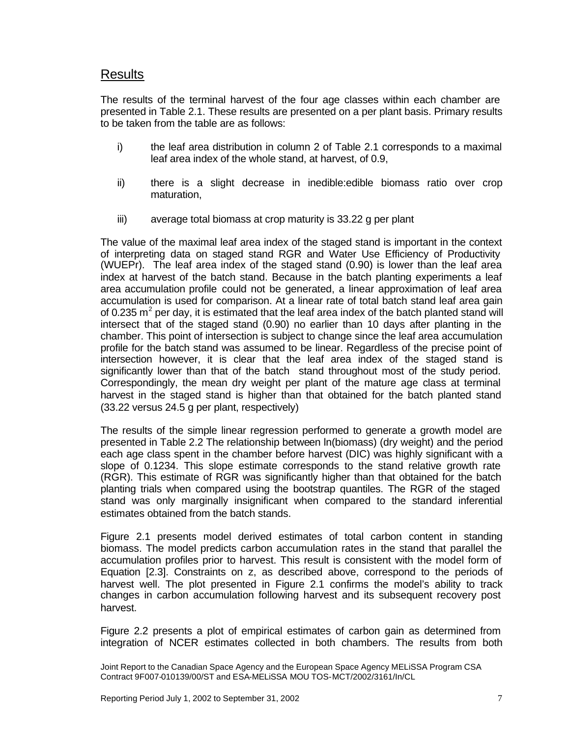## Results

The results of the terminal harvest of the four age classes within each chamber are presented in Table 2.1. These results are presented on a per plant basis. Primary results to be taken from the table are as follows:

i) the leaf area distribution in column 2 of Table 2.1 corresponds to a maximal leaf area index of the whole stand, at harvest, of 0.9,

ii) there is a slight decrease in inedible:edible biomass ratio over crop maturation,

iii) average total biomass at crop maturity is 33.22 g per plant

The value of the maximal leaf area index of the staged stand is important in the context of interpreting data on staged stand RGR and Water Use Efficiency of Productivity (WUEPr). The leaf area index of the staged stand (0.90) is lower than the leaf area index at harvest of the batch stand. Because in the batch planting experiments a leaf area accumulation profile could not be generated, a linear approximation of leaf area accumulation is used for comparison. At a linear rate of total batch stand leaf area gain of 0.235 $m^2$ per day, it is estimated that the leaf area index of the batch planted stand will intersect that of the staged stand (0.90) no earlier than 10 days after planting in the chamber. This point of intersection is subject to change since the leaf area accumulation profile for the batch stand was assumed to be linear. Regardless of the precise point of intersection however, it is clear that the leaf area index of the staged stand is significantly lower than that of the batch stand throughout most of the study period. Correspondingly, the mean dry weight per plant of the mature age class at terminal harvest in the staged stand is higher than that obtained for the batch planted stand (33.22 versus 24.5 g per plant, respectively)

The results of the simple linear regression performed to generate a growth model are presented in Table 2.2 The relationship between ln(biomass) (dry weight) and the period each age class spent in the chamber before harvest (DIC) was highly significant with a slope of 0.1234. This slope estimate corresponds to the stand relative growth rate (RGR). This estimate of RGR was significantly higher than that obtained for the batch planting trials when compared using the bootstrap quantiles. The RGR of the staged stand was only marginally insignificant when compared to the standard inferential estimates obtained from the batch stands.

Figure 2.1 presents model derived estimates of total carbon content in standing biomass. The model predicts carbon accumulation rates in the stand that parallel the accumulation profiles prior to harvest. This result is consistent with the model form of Equation [2.3]. Constraints on z, as described above, correspond to the periods of harvest well. The plot presented in Figure 2.1 confirms the model's ability to track changes in carbon accumulation following harvest and its subsequent recovery post harvest.

Figure 2.2 presents a plot of empirical estimates of carbon gain as determined from integration of NCER estimates collected in both chambers. The results from both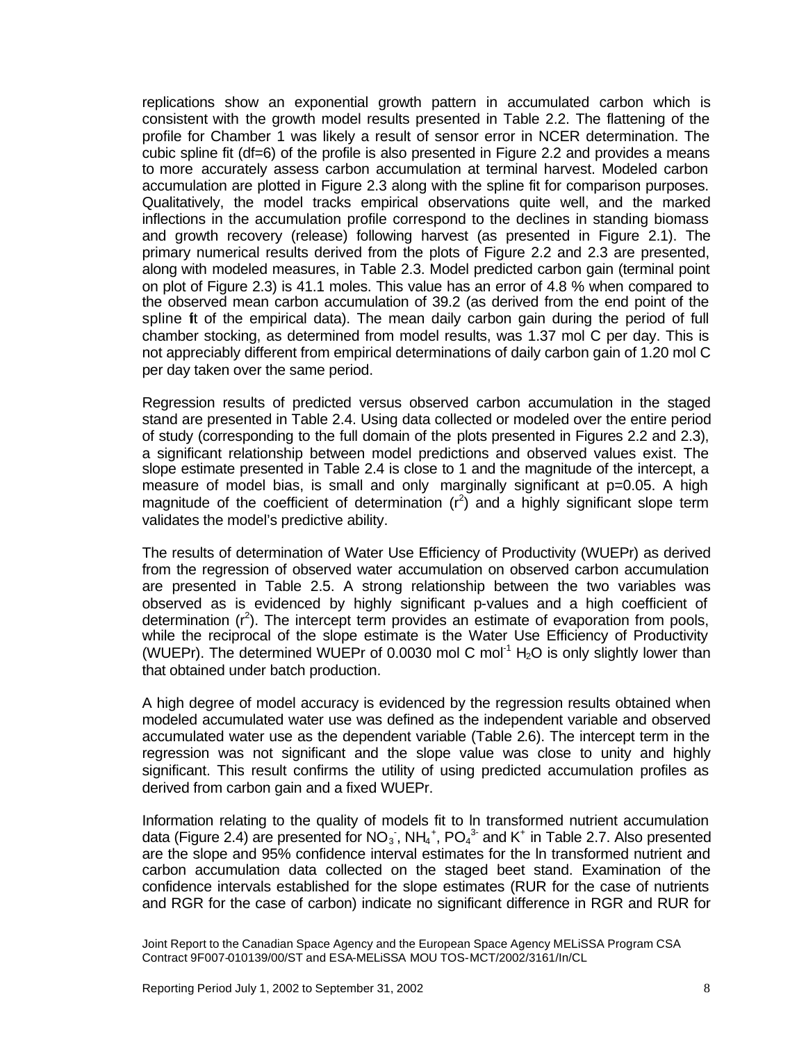replications show an exponential growth pattern in accumulated carbon which is consistent with the growth model results presented in Table 2.2. The flattening of the profile for Chamber 1 was likely a result of sensor error in NCER determination. The cubic spline fit (df=6) of the profile is also presented in Figure 2.2 and provides a means to more accurately assess carbon accumulation at terminal harvest. Modeled carbon accumulation are plotted in Figure 2.3 along with the spline fit for comparison purposes. Qualitatively, the model tracks empirical observations quite well, and the marked inflections in the accumulation profile correspond to the declines in standing biomass and growth recovery (release) following harvest (as presented in Figure 2.1). The primary numerical results derived from the plots of Figure 2.2 and 2.3 are presented, along with modeled measures, in Table 2.3. Model predicted carbon gain (terminal point on plot of Figure 2.3) is 41.1 moles. This value has an error of 4.8 % when compared to the observed mean carbon accumulation of 39.2 (as derived from the end point of the spline fit of the empirical data). The mean daily carbon gain during the period of full chamber stocking, as determined from model results, was 1.37 mol C per day. This is not appreciably different from empirical determinations of daily carbon gain of 1.20 mol C per day taken over the same period.

Regression results of predicted versus observed carbon accumulation in the staged stand are presented in Table 2.4. Using data collected or modeled over the entire period of study (corresponding to the full domain of the plots presented in Figures 2.2 and 2.3), a significant relationship between model predictions and observed values exist. The slope estimate presented in Table 2.4 is close to 1 and the magnitude of the intercept, a measure of model bias, is small and only marginally significant at p=0.05. A high magnitude of the coefficient of determination ($r^2$) and a highly significant slope term validates the model's predictive ability.

The results of determination of Water Use Efficiency of Productivity (WUEPr) as derived from the regression of observed water accumulation on observed carbon accumulation are presented in Table 2.5. A strong relationship between the two variables was observed as is evidenced by highly significant p-values and a high coefficient of determination ($r^2$). The intercept term provides an estimate of evaporation from pools, while the reciprocal of the slope estimate is the Water Use Efficiency of Productivity (WUEPr). The determined WUEPr of 0.0030 mol C mol$^{-1}$ $H_2O$ is only slightly lower than that obtained under batch production.

A high degree of model accuracy is evidenced by the regression results obtained when modeled accumulated water use was defined as the independent variable and observed accumulated water use as the dependent variable (Table 2.6). The intercept term in the regression was not significant and the slope value was close to unity and highly significant. This result confirms the utility of using predicted accumulation profiles as derived from carbon gain and a fixed WUEPr.

Information relating to the quality of models fit to ln transformed nutrient accumulation data (Figure 2.4) are presented for $NO_3^-$, $NH_4^+$, $PO_4^{3-}$ and $K^+$ in Table 2.7. Also presented are the slope and 95% confidence interval estimates for the ln transformed nutrient and carbon accumulation data collected on the staged beet stand. Examination of the confidence intervals established for the slope estimates (RUR for the case of nutrients and RGR for the case of carbon) indicate no significant difference in RGR and RUR for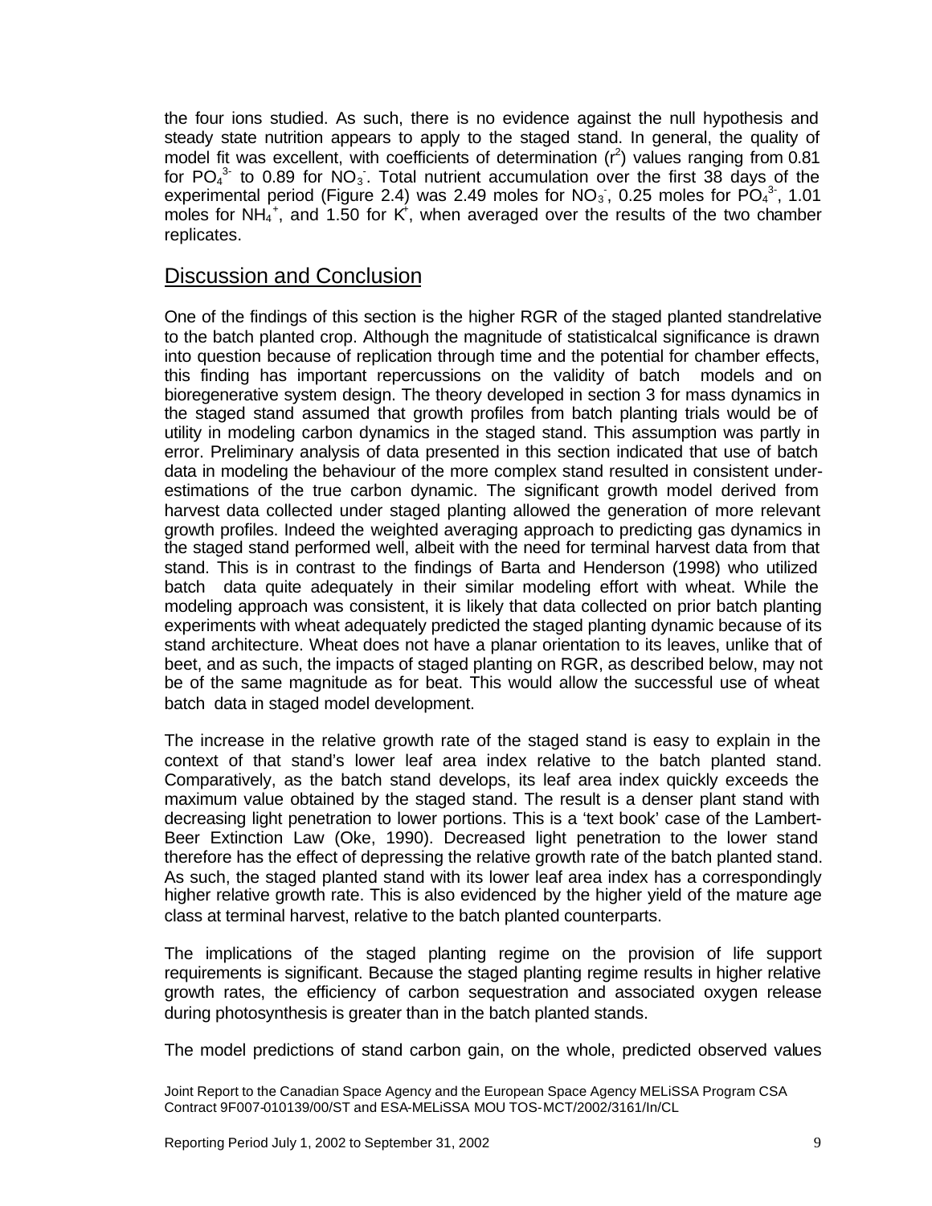the four ions studied. As such, there is no evidence against the null hypothesis and steady state nutrition appears to apply to the staged stand. In general, the quality of model fit was excellent, with coefficients of determination ($r^2$) values ranging from 0.81 for $PO_4^{3-}$ to 0.89 for $NO_3^-$. Total nutrient accumulation over the first 38 days of the experimental period (Figure 2.4) was 2.49 moles for $NO_3^-$, 0.25 moles for $PO_4^{3-}$, 1.01 moles for $NH_4^+$, and 1.50 for $K^+$, when averaged over the results of the two chamber replicates.

## Discussion and Conclusion

One of the findings of this section is the higher RGR of the staged planted standrelative to the batch planted crop. Although the magnitude of statisticalcal significance is drawn into question because of replication through time and the potential for chamber effects, this finding has important repercussions on the validity of batch models and on bioregenerative system design. The theory developed in section 3 for mass dynamics in the staged stand assumed that growth profiles from batch planting trials would be of utility in modeling carbon dynamics in the staged stand. This assumption was partly in error. Preliminary analysis of data presented in this section indicated that use of batch data in modeling the behaviour of the more complex stand resulted in consistent under-estimations of the true carbon dynamic. The significant growth model derived from harvest data collected under staged planting allowed the generation of more relevant growth profiles. Indeed the weighted averaging approach to predicting gas dynamics in the staged stand performed well, albeit with the need for terminal harvest data from that stand. This is in contrast to the findings of Barta and Henderson (1998) who utilized batch data quite adequately in their similar modeling effort with wheat. While the modeling approach was consistent, it is likely that data collected on prior batch planting experiments with wheat adequately predicted the staged planting dynamic because of its stand architecture. Wheat does not have a planar orientation to its leaves, unlike that of beet, and as such, the impacts of staged planting on RGR, as described below, may not be of the same magnitude as for beat. This would allow the successful use of wheat batch data in staged model development.

The increase in the relative growth rate of the staged stand is easy to explain in the context of that stand's lower leaf area index relative to the batch planted stand. Comparatively, as the batch stand develops, its leaf area index quickly exceeds the maximum value obtained by the staged stand. The result is a denser plant stand with decreasing light penetration to lower portions. This is a 'text book' case of the Lambert-Beer Extinction Law (Oke, 1990). Decreased light penetration to the lower stand therefore has the effect of depressing the relative growth rate of the batch planted stand. As such, the staged planted stand with its lower leaf area index has a correspondingly higher relative growth rate. This is also evidenced by the higher yield of the mature age class at terminal harvest, relative to the batch planted counterparts.

The implications of the staged planting regime on the provision of life support requirements is significant. Because the staged planting regime results in higher relative growth rates, the efficiency of carbon sequestration and associated oxygen release during photosynthesis is greater than in the batch planted stands.

The model predictions of stand carbon gain, on the whole, predicted observed values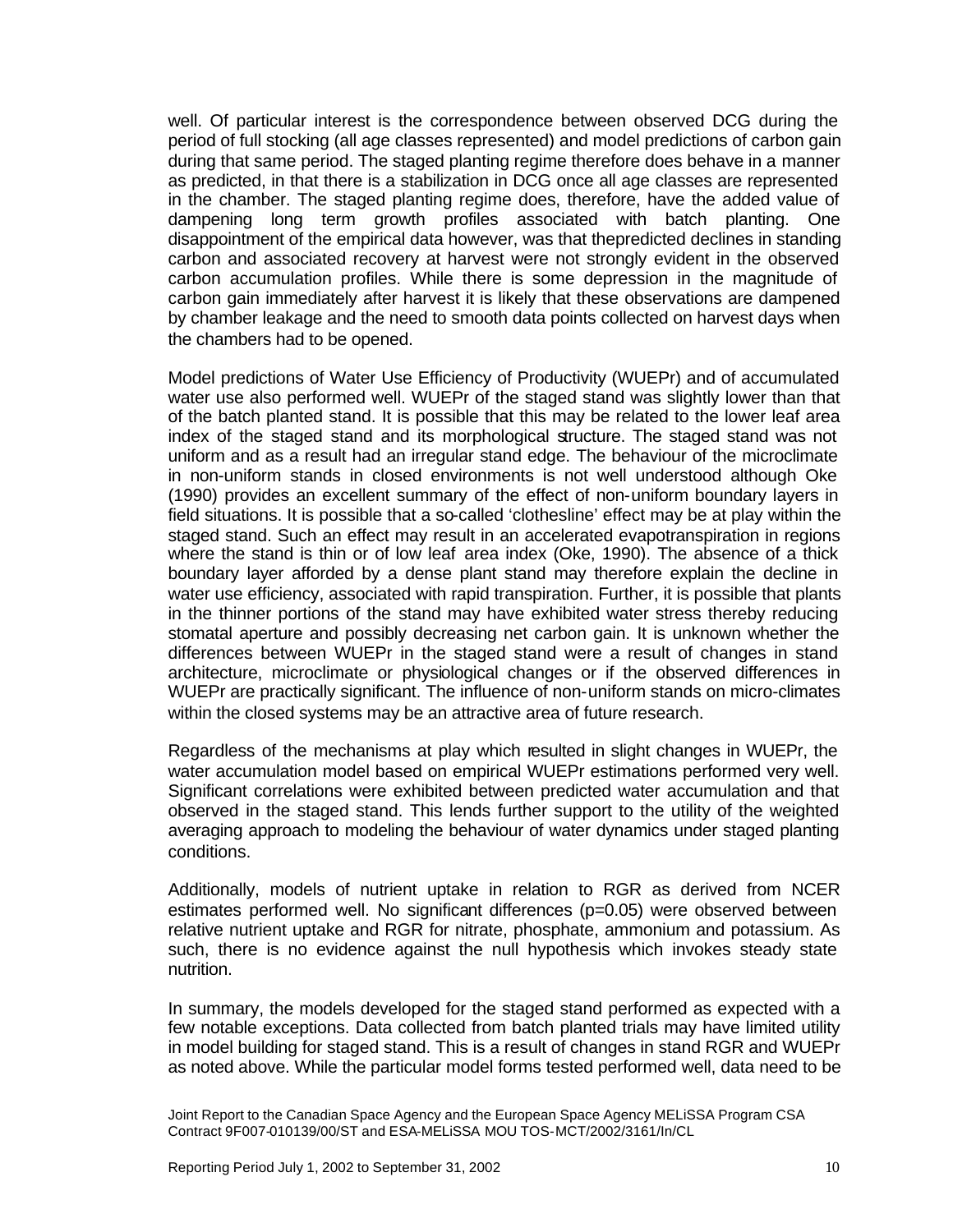well. Of particular interest is the correspondence between observed DCG during the period of full stocking (all age classes represented) and model predictions of carbon gain during that same period. The staged planting regime therefore does behave in a manner as predicted, in that there is a stabilization in DCG once all age classes are represented in the chamber. The staged planting regime does, therefore, have the added value of dampening long term growth profiles associated with batch planting. One disappointment of the empirical data however, was that thepredicted declines in standing carbon and associated recovery at harvest were not strongly evident in the observed carbon accumulation profiles. While there is some depression in the magnitude of carbon gain immediately after harvest it is likely that these observations are dampened by chamber leakage and the need to smooth data points collected on harvest days when the chambers had to be opened.

Model predictions of Water Use Efficiency of Productivity (WUEPr) and of accumulated water use also performed well. WUEPr of the staged stand was slightly lower than that of the batch planted stand. It is possible that this may be related to the lower leaf area index of the staged stand and its morphological structure. The staged stand was not uniform and as a result had an irregular stand edge. The behaviour of the microclimate in non-uniform stands in closed environments is not well understood although Oke (1990) provides an excellent summary of the effect of non-uniform boundary layers in field situations. It is possible that a so-called 'clothesline' effect may be at play within the staged stand. Such an effect may result in an accelerated evapotranspiration in regions where the stand is thin or of low leaf area index (Oke, 1990). The absence of a thick boundary layer afforded by a dense plant stand may therefore explain the decline in water use efficiency, associated with rapid transpiration. Further, it is possible that plants in the thinner portions of the stand may have exhibited water stress thereby reducing stomatal aperture and possibly decreasing net carbon gain. It is unknown whether the differences between WUEPr in the staged stand were a result of changes in stand architecture, microclimate or physiological changes or if the observed differences in WUEPr are practically significant. The influence of non-uniform stands on micro-climates within the closed systems may be an attractive area of future research.

Regardless of the mechanisms at play which resulted in slight changes in WUEPr, the water accumulation model based on empirical WUEPr estimations performed very well. Significant correlations were exhibited between predicted water accumulation and that observed in the staged stand. This lends further support to the utility of the weighted averaging approach to modeling the behaviour of water dynamics under staged planting conditions.

Additionally, models of nutrient uptake in relation to RGR as derived from NCER estimates performed well. No significant differences ($p=0.05$) were observed between relative nutrient uptake and RGR for nitrate, phosphate, ammonium and potassium. As such, there is no evidence against the null hypothesis which invokes steady state nutrition.

In summary, the models developed for the staged stand performed as expected with a few notable exceptions. Data collected from batch planted trials may have limited utility in model building for staged stand. This is a result of changes in stand RGR and WUEPr as noted above. While the particular model forms tested performed well, data need to be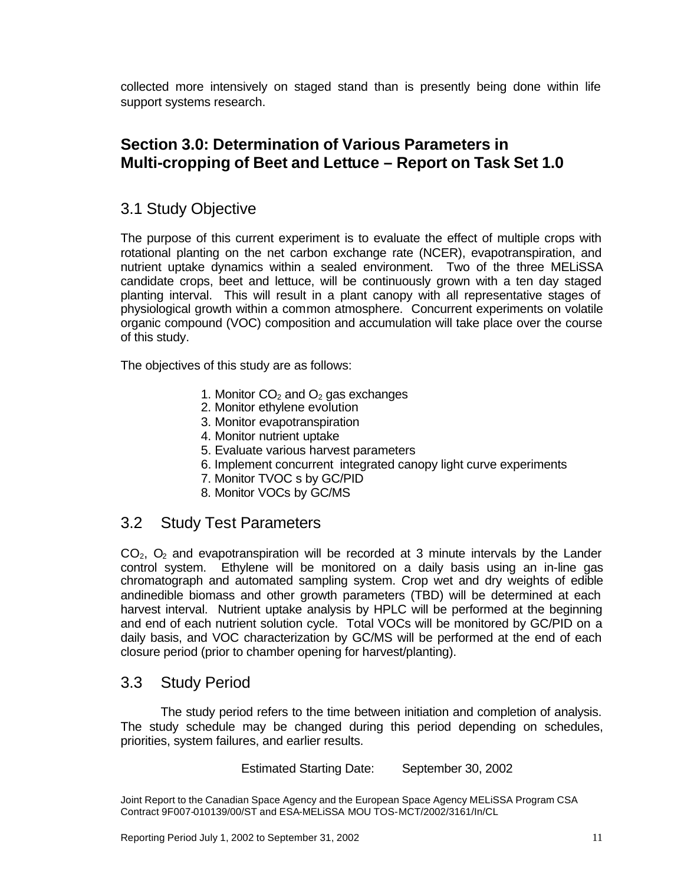collected more intensively on staged stand than is presently being done within life support systems research.

## Section 3.0: Determination of Various Parameters in Multi-cropping of Beet and Lettuce – Report on Task Set 1.0

### 3.1 Study Objective

The purpose of this current experiment is to evaluate the effect of multiple crops with rotational planting on the net carbon exchange rate (NCER), evapotranspiration, and nutrient uptake dynamics within a sealed environment. Two of the three MELiSSA candidate crops, beet and lettuce, will be continuously grown with a ten day staged planting interval. This will result in a plant canopy with all representative stages of physiological growth within a common atmosphere. Concurrent experiments on volatile organic compound (VOC) composition and accumulation will take place over the course of this study.

The objectives of this study are as follows:

1. Monitor $CO_2$ and $O_2$ gas exchanges
2. Monitor ethylene evolution
3. Monitor evapotranspiration
4. Monitor nutrient uptake
5. Evaluate various harvest parameters
6. Implement concurrent integrated canopy light curve experiments
7. Monitor TVOC s by GC/PID
8. Monitor VOCs by GC/MS

### 3.2 Study Test Parameters

$CO_2$, $O_2$ and evapotranspiration will be recorded at 3 minute intervals by the Lander control system. Ethylene will be monitored on a daily basis using an in-line gas chromatograph and automated sampling system. Crop wet and dry weights of edible andinedible biomass and other growth parameters (TBD) will be determined at each harvest interval. Nutrient uptake analysis by HPLC will be performed at the beginning and end of each nutrient solution cycle. Total VOCs will be monitored by GC/PID on a daily basis, and VOC characterization by GC/MS will be performed at the end of each closure period (prior to chamber opening for harvest/planting).

### 3.3 Study Period

The study period refers to the time between initiation and completion of analysis. The study schedule may be changed during this period depending on schedules, priorities, system failures, and earlier results.

Estimated Starting Date: September 30, 2002

Joint Report to the Canadian Space Agency and the European Space Agency MELiSSA Program CSA Contract 9F007-010139/00/ST and ESA-MELiSSA MOU TOS-MCT/2002/3161/In/CL

Reporting Period July 1, 2002 to September 31, 2002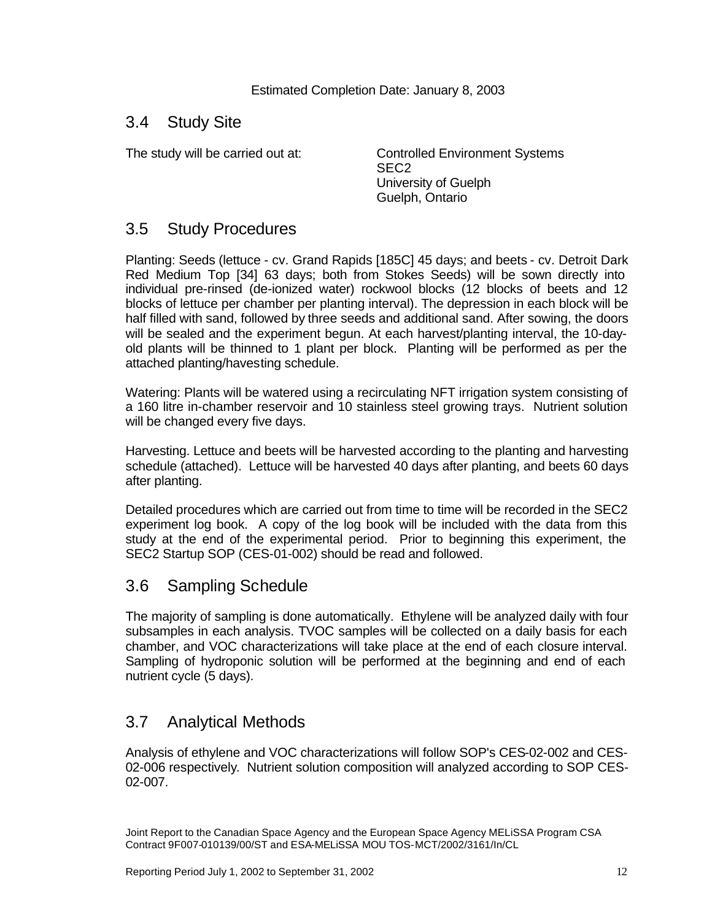Estimated Completion Date: January 8, 2003

## 3.4 Study Site

The study will be carried out at: Controlled Environment Systems
SEC2
University of Guelph
Guelph, Ontario

## 3.5 Study Procedures

Planting: Seeds (lettuce - cv. Grand Rapids [185C] 45 days; and beets - cv. Detroit Dark Red Medium Top [34] 63 days; both from Stokes Seeds) will be sown directly into individual pre-rinsed (de-ionized water) rockwool blocks (12 blocks of beets and 12 blocks of lettuce per chamber per planting interval). The depression in each block will be half filled with sand, followed by three seeds and additional sand. After sowing, the doors will be sealed and the experiment begun. At each harvest/planting interval, the 10-day-old plants will be thinned to 1 plant per block. Planting will be performed as per the attached planting/havesting schedule.

Watering: Plants will be watered using a recirculating NFT irrigation system consisting of a 160 litre in-chamber reservoir and 10 stainless steel growing trays. Nutrient solution will be changed every five days.

Harvesting. Lettuce and beets will be harvested according to the planting and harvesting schedule (attached). Lettuce will be harvested 40 days after planting, and beets 60 days after planting.

Detailed procedures which are carried out from time to time will be recorded in the SEC2 experiment log book. A copy of the log book will be included with the data from this study at the end of the experimental period. Prior to beginning this experiment, the SEC2 Startup SOP (CES-01-002) should be read and followed.

## 3.6 Sampling Schedule

The majority of sampling is done automatically. Ethylene will be analyzed daily with four subsamples in each analysis. TVOC samples will be collected on a daily basis for each chamber, and VOC characterizations will take place at the end of each closure interval. Sampling of hydroponic solution will be performed at the beginning and end of each nutrient cycle (5 days).

## 3.7 Analytical Methods

Analysis of ethylene and VOC characterizations will follow SOP's CES-02-002 and CES-02-006 respectively. Nutrient solution composition will analyzed according to SOP CES-02-007.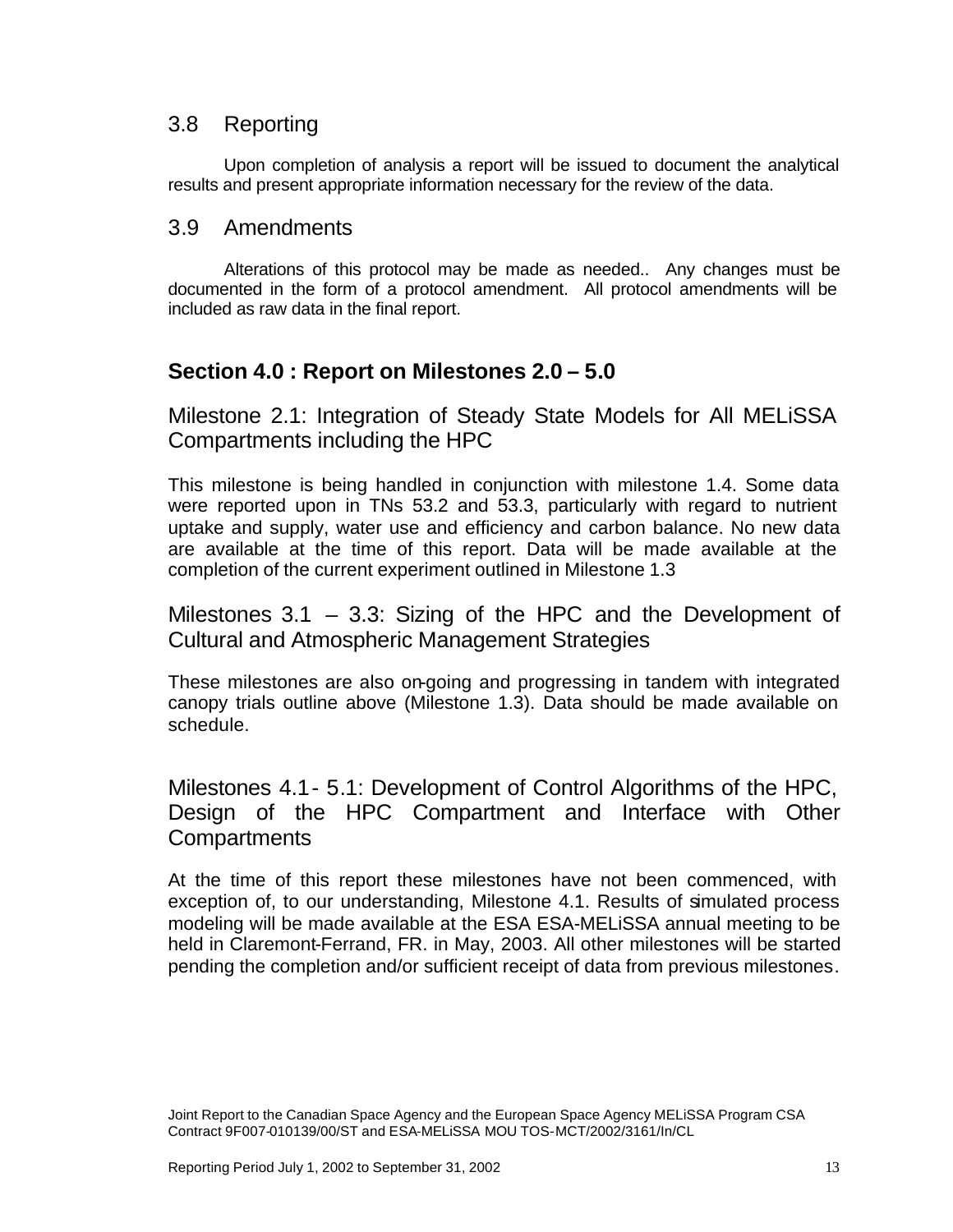## 3.8 Reporting

Upon completion of analysis a report will be issued to document the analytical results and present appropriate information necessary for the review of the data.

## 3.9 Amendments

Alterations of this protocol may be made as needed.. Any changes must be documented in the form of a protocol amendment. All protocol amendments will be included as raw data in the final report.

# Section 4.0 : Report on Milestones 2.0 – 5.0

## Milestone 2.1: Integration of Steady State Models for All MELiSSA Compartments including the HPC

This milestone is being handled in conjunction with milestone 1.4. Some data were reported upon in TNs 53.2 and 53.3, particularly with regard to nutrient uptake and supply, water use and efficiency and carbon balance. No new data are available at the time of this report. Data will be made available at the completion of the current experiment outlined in Milestone 1.3

## Milestones 3.1 – 3.3: Sizing of the HPC and the Development of Cultural and Atmospheric Management Strategies

These milestones are also on-going and progressing in tandem with integrated canopy trials outline above (Milestone 1.3). Data should be made available on schedule.

## Milestones 4.1 - 5.1: Development of Control Algorithms of the HPC, Design of the HPC Compartment and Interface with Other Compartments

At the time of this report these milestones have not been commenced, with exception of, to our understanding, Milestone 4.1. Results of simulated process modeling will be made available at the ESA ESA-MELiSSA annual meeting to be held in Claremont-Ferrand, FR. in May, 2003. All other milestones will be started pending the completion and/or sufficient receipt of data from previous milestones.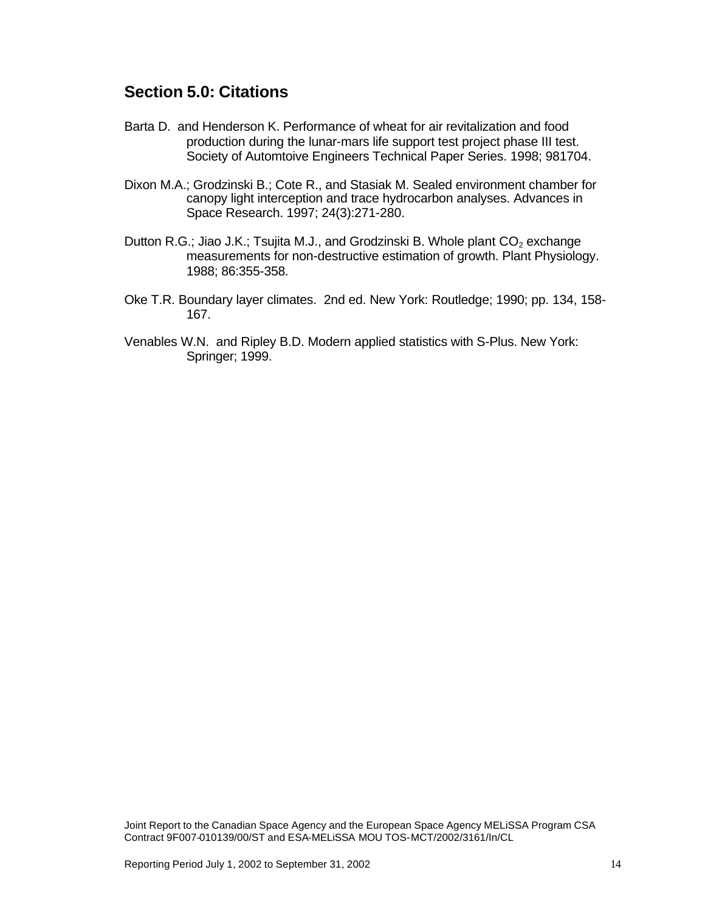## Section 5.0: Citations

Barta D. and Henderson K. Performance of wheat for air revitalization and food production during the lunar-mars life support test project phase III test. Society of Automtoive Engineers Technical Paper Series. 1998; 981704.

Dixon M.A.; Grodzinski B.; Cote R., and Stasiak M. Sealed environment chamber for canopy light interception and trace hydrocarbon analyses. Advances in Space Research. 1997; 24(3):271-280.

Dutton R.G.; Jiao J.K.; Tsujita M.J., and Grodzinski B. Whole plant $CO_2$ exchange measurements for non-destructive estimation of growth. Plant Physiology. 1988; 86:355-358.

Oke T.R. Boundary layer climates. 2nd ed. New York: Routledge; 1990; pp. 134, 158-167.

Venables W.N. and Ripley B.D. Modern applied statistics with S-Plus. New York: Springer; 1999.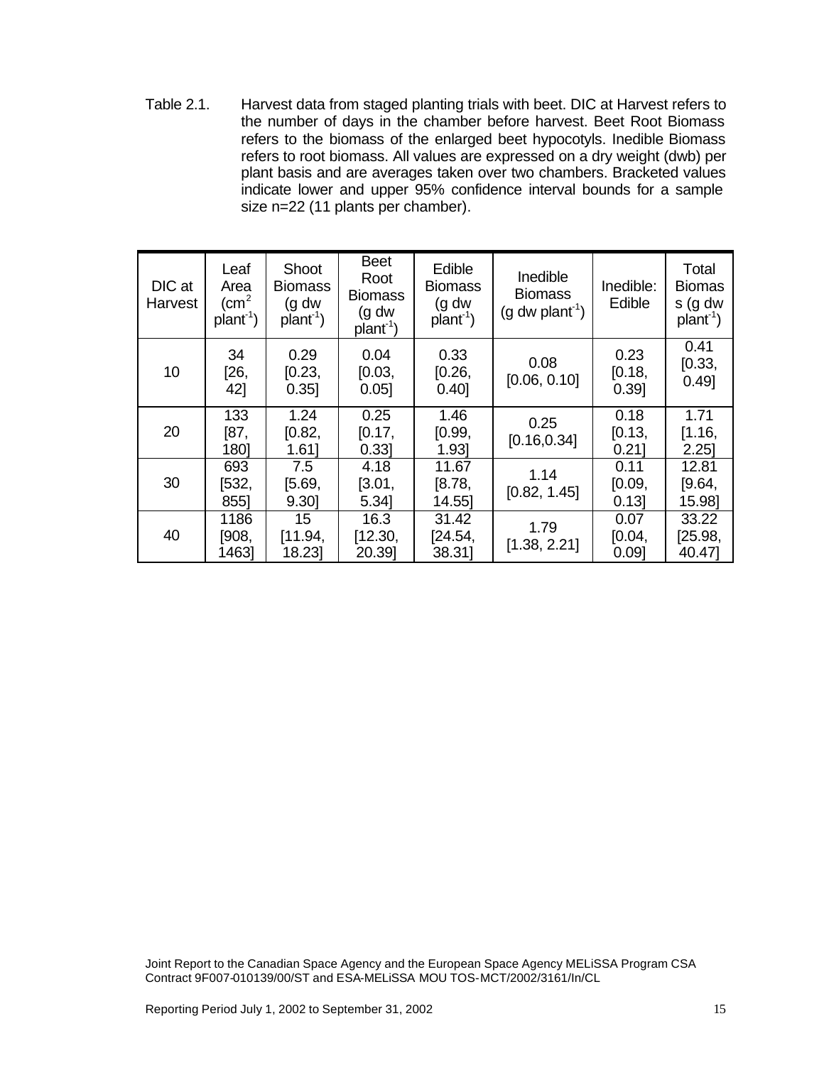Table 2.1. Harvest data from staged planting trials with beet. DIC at Harvest refers to the number of days in the chamber before harvest. Beet Root Biomass refers to the biomass of the enlarged beet hypocotyls. Inedible Biomass refers to root biomass. All values are expressed on a dry weight (dwb) per plant basis and are averages taken over two chambers. Bracketed values indicate lower and upper 95% confidence interval bounds for a sample size n=22 (11 plants per chamber).

| DIC at Harvest | Leaf Area ($cm^2$ $plant^{-1}$) | Shoot Biomass (g dw $plant^{-1}$) | Beet Root Biomass (g dw $plant^{-1}$) | Edible Biomass (g dw $plant^{-1}$) | Inedible Biomass (g dw $plant^{-1}$) | Inedible: Edible | Total Biomass (g dw $plant^{-1}$) |
|---|---|---|---|---|---|---|---|
| 10 | 34 [26, 42] | 0.29 [0.23, 0.35] | 0.04 [0.03, 0.05] | 0.33 [0.26, 0.40] | 0.08 [0.06, 0.10] | 0.23 [0.18, 0.39] | 0.41 [0.33, 0.49] |
| 20 | 133 [87, 180] | 1.24 [0.82, 1.61] | 0.25 [0.17, 0.33] | 1.46 [0.99, 1.93] | 0.25 [0.16,0.34] | 0.18 [0.13, 0.21] | 1.71 [1.16, 2.25] |
| 30 | 693 [532, 855] | 7.5 [5.69, 9.30] | 4.18 [3.01, 5.34] | 11.67 [8.78, 14.55] | 1.14 [0.82, 1.45] | 0.11 [0.09, 0.13] | 12.81 [9.64, 15.98] |
| 40 | 1186 [908, 1463] | 15 [11.94, 18.23] | 16.3 [12.30, 20.39] | 31.42 [24.54, 38.31] | 1.79 [1.38, 2.21] | 0.07 [0.04, 0.09] | 33.22 [25.98, 40.47] |

Joint Report to the Canadian Space Agency and the European Space Agency MELiSSA Program CSA Contract 9F007-010139/00/ST and ESA-MELiSSA MOU TOS-MCT/2002/3161/In/CL

Reporting Period July 1, 2002 to September 31, 2002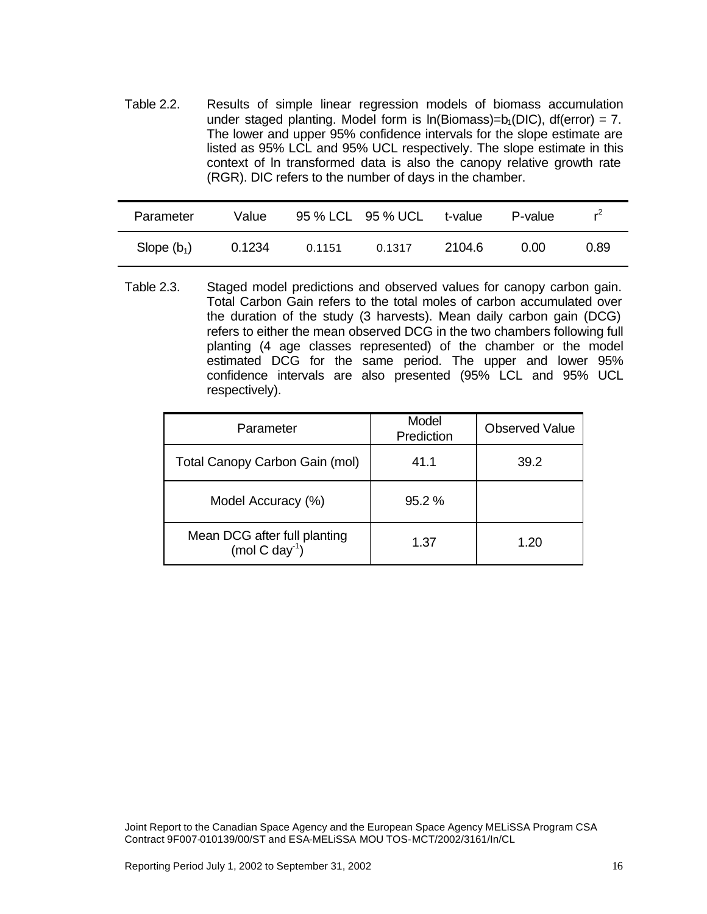Table 2.2. Results of simple linear regression models of biomass accumulation under staged planting. Model form is $\ln(\text{Biomass})=b_1(\text{DIC})$, df(error) = 7. The lower and upper 95% confidence intervals for the slope estimate are listed as 95% LCL and 95% UCL respectively. The slope estimate in this context of ln transformed data is also the canopy relative growth rate (RGR). DIC refers to the number of days in the chamber.

| Parameter | Value | 95 % LCL | 95 % UCL | t-value | P-value | $r^2$ |
|---|---|---|---|---|---|---|
| Slope ($b_1$) | 0.1234 | 0.1151 | 0.1317 | 2104.6 | 0.00 | 0.89 |

Table 2.3. Staged model predictions and observed values for canopy carbon gain. Total Carbon Gain refers to the total moles of carbon accumulated over the duration of the study (3 harvests). Mean daily carbon gain (DCG) refers to either the mean observed DCG in the two chambers following full planting (4 age classes represented) of the chamber or the model estimated DCG for the same period. The upper and lower 95% confidence intervals are also presented (95% LCL and 95% UCL respectively).

| Parameter | Model Prediction | Observed Value |
|---|---|---|
| Total Canopy Carbon Gain (mol) | 41.1 | 39.2 |
| Model Accuracy (%) | 95.2 % | |
| Mean DCG after full planting (mol C $day^{-1}$) | 1.37 | 1.20 |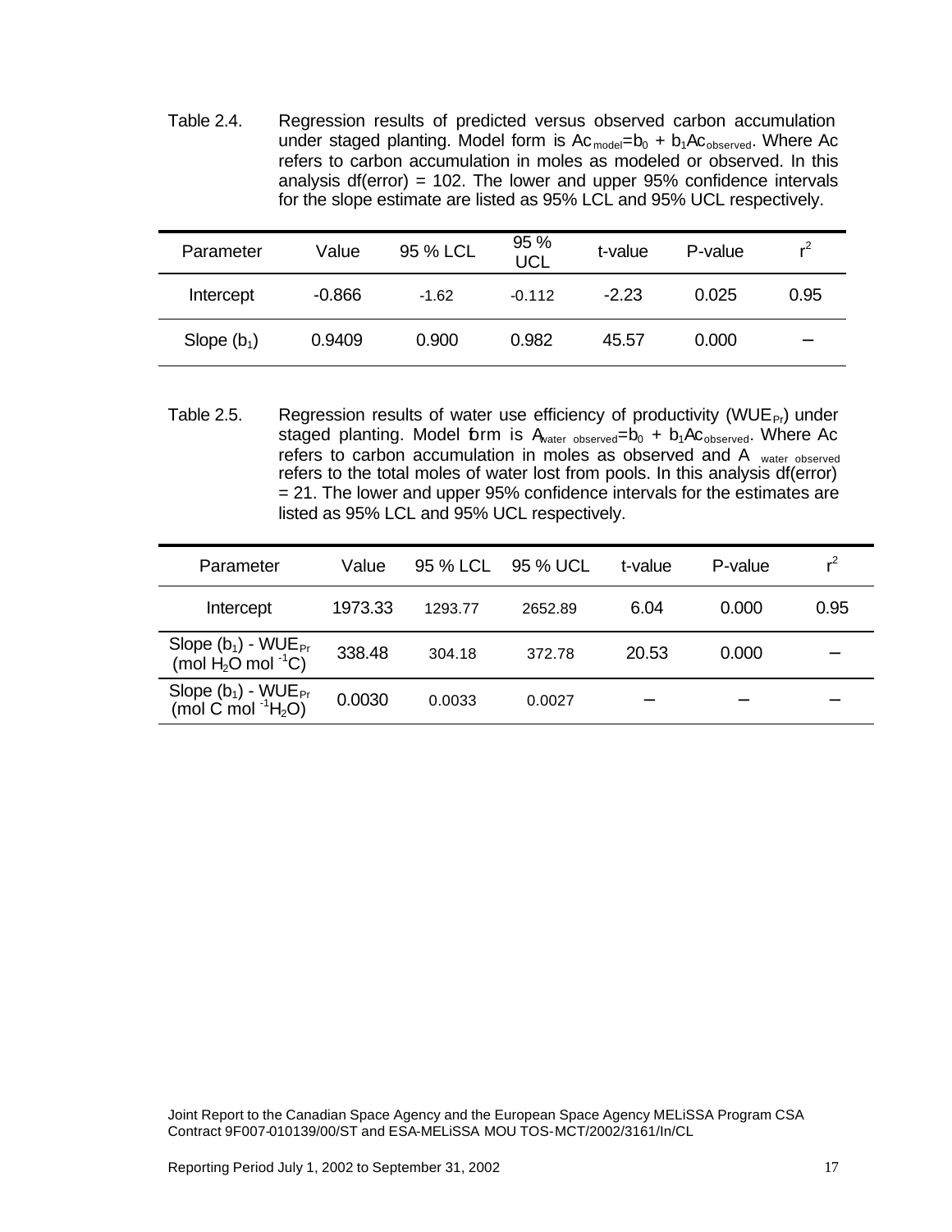Table 2.4. Regression results of predicted versus observed carbon accumulation under staged planting. Model form is $Ac_{model}=b_0 + b_1Ac_{observed}$. Where Ac refers to carbon accumulation in moles as modeled or observed. In this analysis df(error) = 102. The lower and upper 95% confidence intervals for the slope estimate are listed as 95% LCL and 95% UCL respectively.

| Parameter | Value | 95 % LCL | 95 % UCL | t-value | P-value | $r^2$ |
|---|---|---|---|---|---|---|
| Intercept | -0.866 | -1.62 | -0.112 | -2.23 | 0.025 | 0.95 |
| Slope ($b_1$) | 0.9409 | 0.900 | 0.982 | 45.57 | 0.000 | – |

Table 2.5. Regression results of water use efficiency of productivity ($WUE_{Pr}$) under staged planting. Model form is $A_{water\ observed}=b_0 + b_1Ac_{observed}$. Where Ac refers to carbon accumulation in moles as observed and $A_{water\ observed}$ refers to the total moles of water lost from pools. In this analysis df(error) = 21. The lower and upper 95% confidence intervals for the estimates are listed as 95% LCL and 95% UCL respectively.

| Parameter | Value | 95 % LCL | 95 % UCL | t-value | P-value | $r^2$ |
|---|---|---|---|---|---|---|
| Intercept | 1973.33 | 1293.77 | 2652.89 | 6.04 | 0.000 | 0.95 |
| Slope ($b_1$) - $WUE_{Pr}$ (mol $H_2O$ mol $^{-1}$C) | 338.48 | 304.18 | 372.78 | 20.53 | 0.000 | – |
| Slope ($b_1$) - $WUE_{Pr}$ (mol C mol $^{-1}H_2O$) | 0.0030 | 0.0033 | 0.0027 | – | – | – |

Joint Report to the Canadian Space Agency and the European Space Agency MELiSSA Program CSA Contract 9F007-010139/00/ST and ESA-MELiSSA MOU TOS-MCT/2002/3161/In/CL

Reporting Period July 1, 2002 to September 31, 2002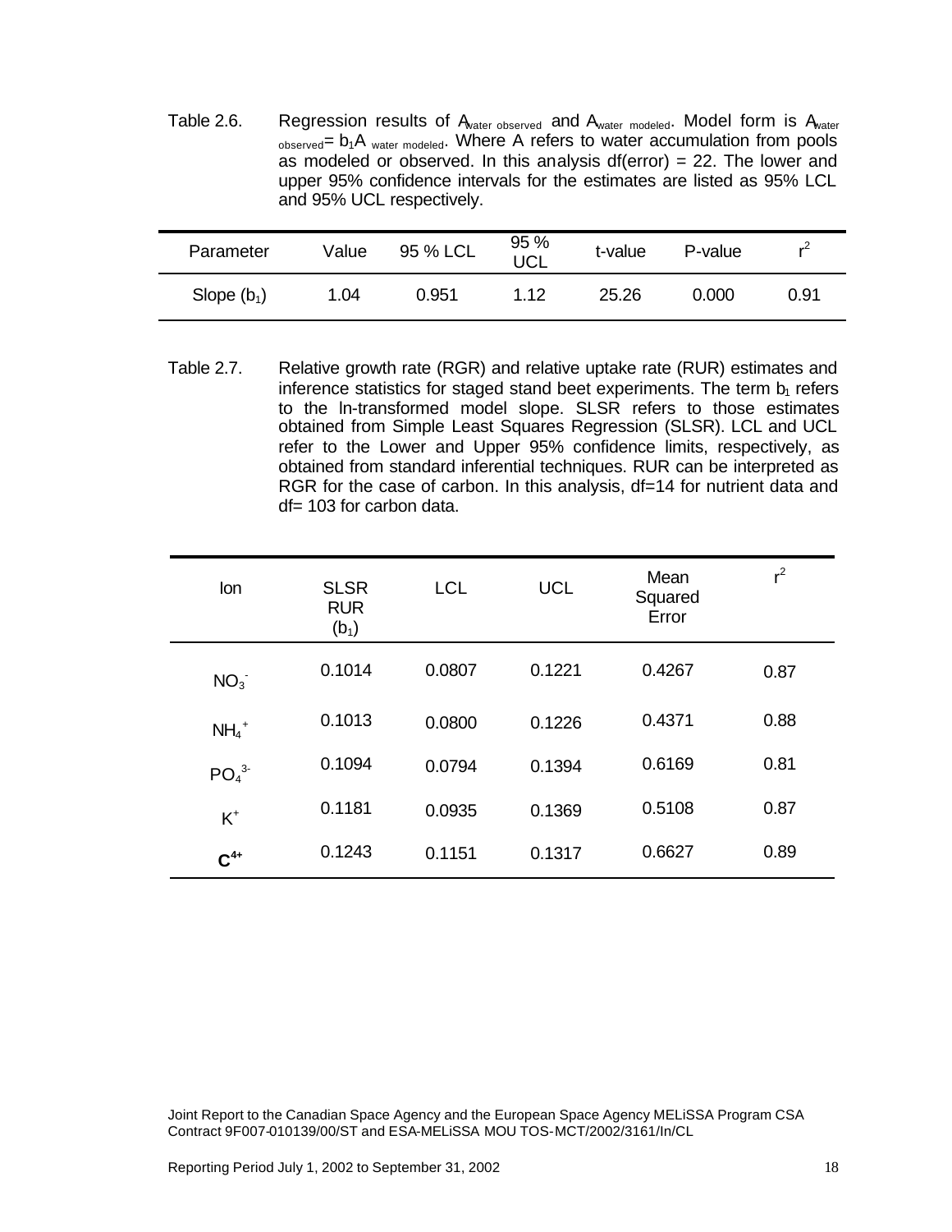Table 2.6. Regression results of $A_{water\ observed}$ and $A_{water\ modeled}$. Model form is $A_{water\ observed} = b_1 A_{water\ modeled}$. Where A refers to water accumulation from pools as modeled or observed. In this analysis df(error) = 22. The lower and upper 95% confidence intervals for the estimates are listed as 95% LCL and 95% UCL respectively.

| Parameter | Value | 95 % LCL | 95 % UCL | t-value | P-value | $r^2$ |
|---|---|---|---|---|---|---|
| Slope ($b_1$) | 1.04 | 0.951 | 1.12 | 25.26 | 0.000 | 0.91 |

Table 2.7. Relative growth rate (RGR) and relative uptake rate (RUR) estimates and inference statistics for staged stand beet experiments. The term $b_1$ refers to the ln-transformed model slope. SLSR refers to those estimates obtained from Simple Least Squares Regression (SLSR). LCL and UCL refer to the Lower and Upper 95% confidence limits, respectively, as obtained from standard inferential techniques. RUR can be interpreted as RGR for the case of carbon. In this analysis, df=14 for nutrient data and df= 103 for carbon data.

| Ion | SLSR RUR ($b_1$) | LCL | UCL | Mean Squared Error | $r^2$ |
|---|---|---|---|---|---|
| $NO_3^-$ | 0.1014 | 0.0807 | 0.1221 | 0.4267 | 0.87 |
| $NH_4^+$ | 0.1013 | 0.0800 | 0.1226 | 0.4371 | 0.88 |
| $PO_4^{3-}$ | 0.1094 | 0.0794 | 0.1394 | 0.6169 | 0.81 |
| $K^+$ | 0.1181 | 0.0935 | 0.1369 | 0.5108 | 0.87 |
| **$C^{4+}$** | 0.1243 | 0.1151 | 0.1317 | 0.6627 | 0.89 |

Joint Report to the Canadian Space Agency and the European Space Agency MELiSSA Program CSA Contract 9F007-010139/00/ST and ESA-MELiSSA MOU TOS-MCT/2002/3161/In/CL

Reporting Period July 1, 2002 to September 31, 2002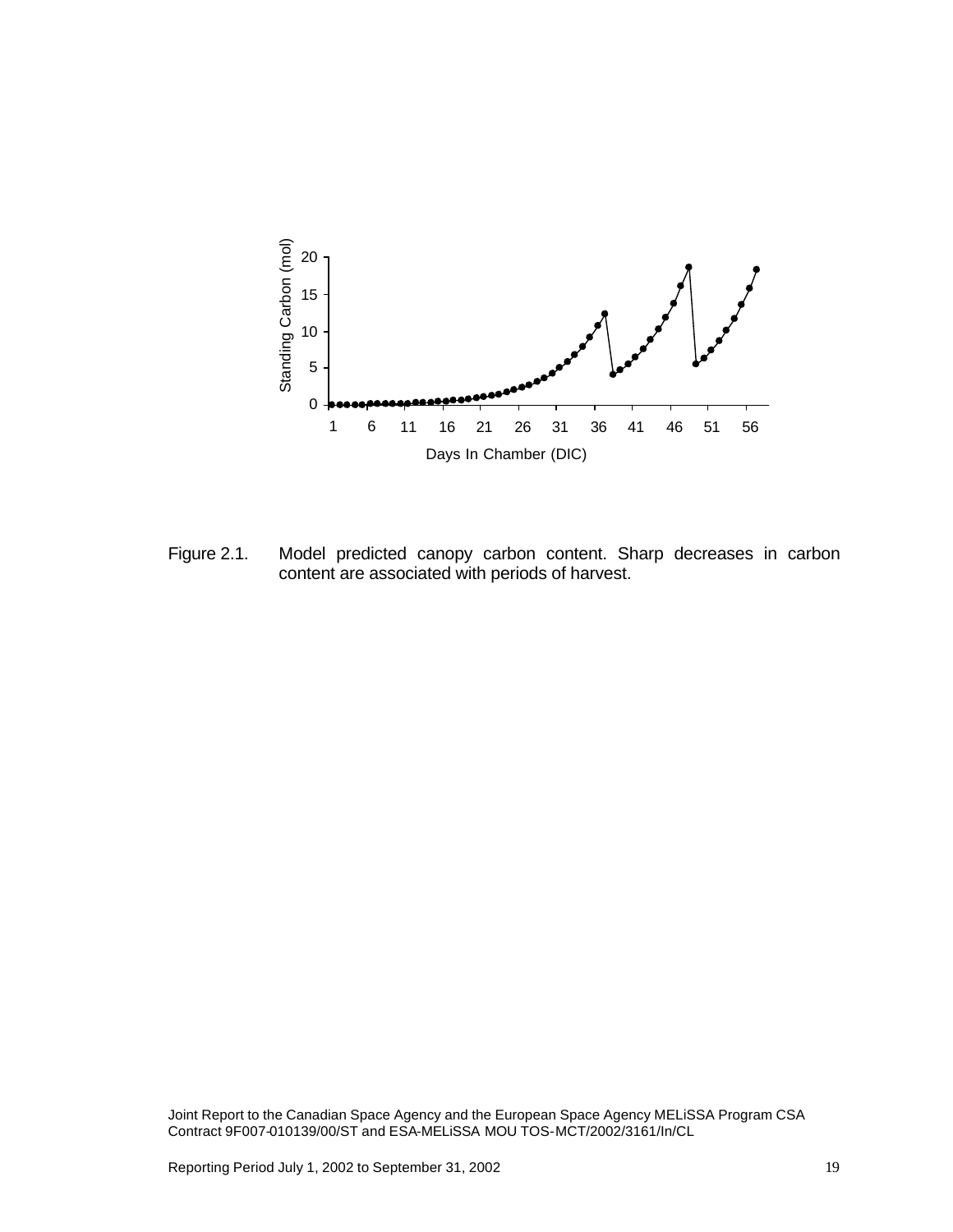Figure 2.1. Model predicted canopy carbon content. Sharp decreases in carbon content are associated with periods of harvest.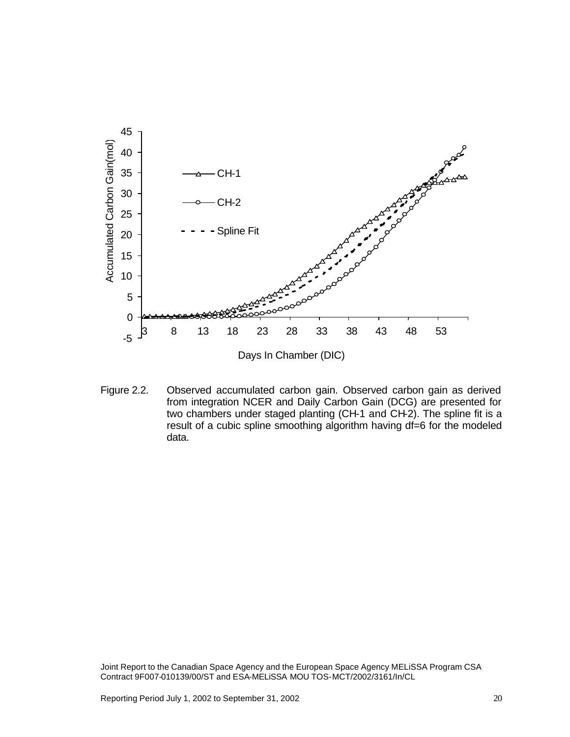Figure 2.2. Observed accumulated carbon gain. Observed carbon gain as derived from integration NCER and Daily Carbon Gain (DCG) are presented for two chambers under staged planting (CH-1 and CH-2). The spline fit is a result of a cubic spline smoothing algorithm having df=6 for the modeled data.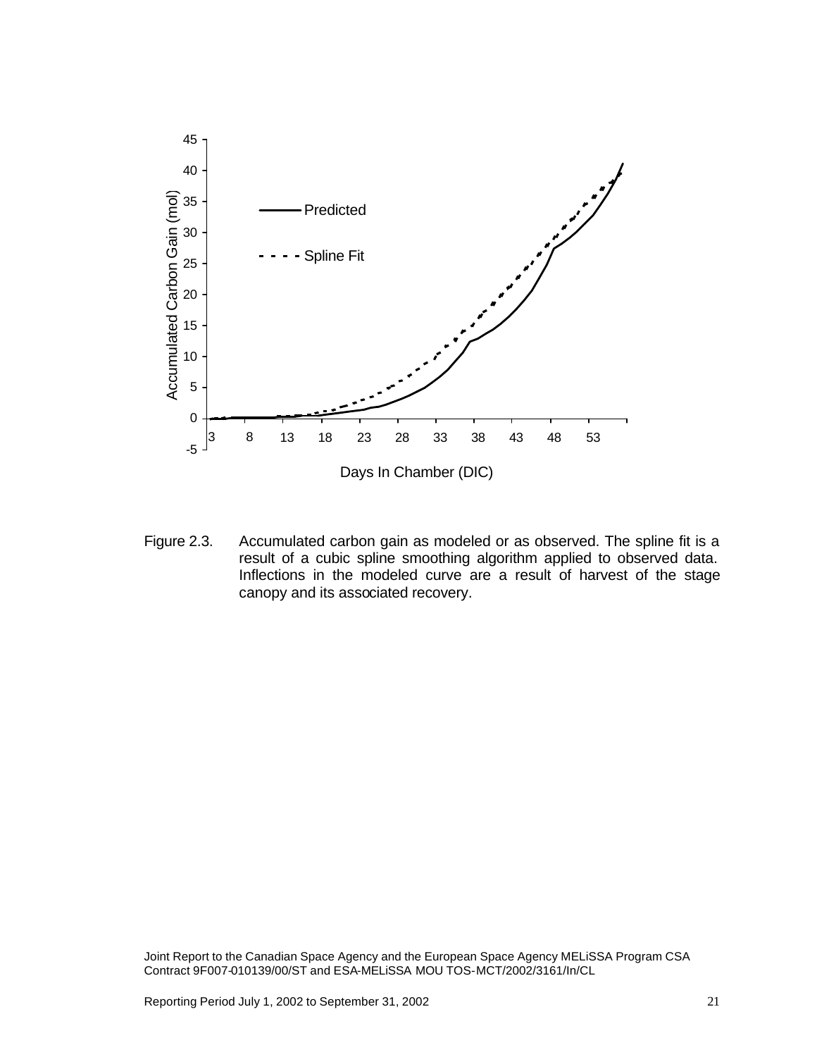Figure 2.3. Accumulated carbon gain as modeled or as observed. The spline fit is a result of a cubic spline smoothing algorithm applied to observed data. Inflections in the modeled curve are a result of harvest of the stage canopy and its associated recovery.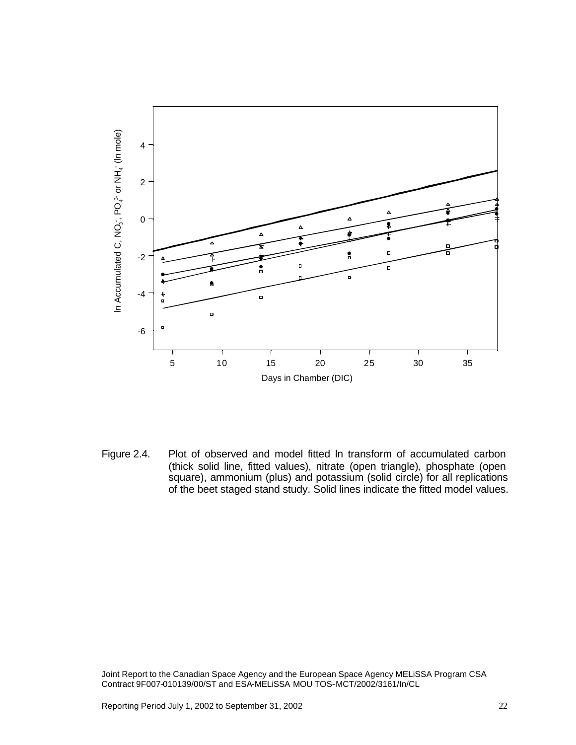Figure 2.4. Plot of observed and model fitted ln transform of accumulated carbon (thick solid line, fitted values), nitrate (open triangle), phosphate (open square), ammonium (plus) and potassium (solid circle) for all replications of the beet staged stand study. Solid lines indicate the fitted model values.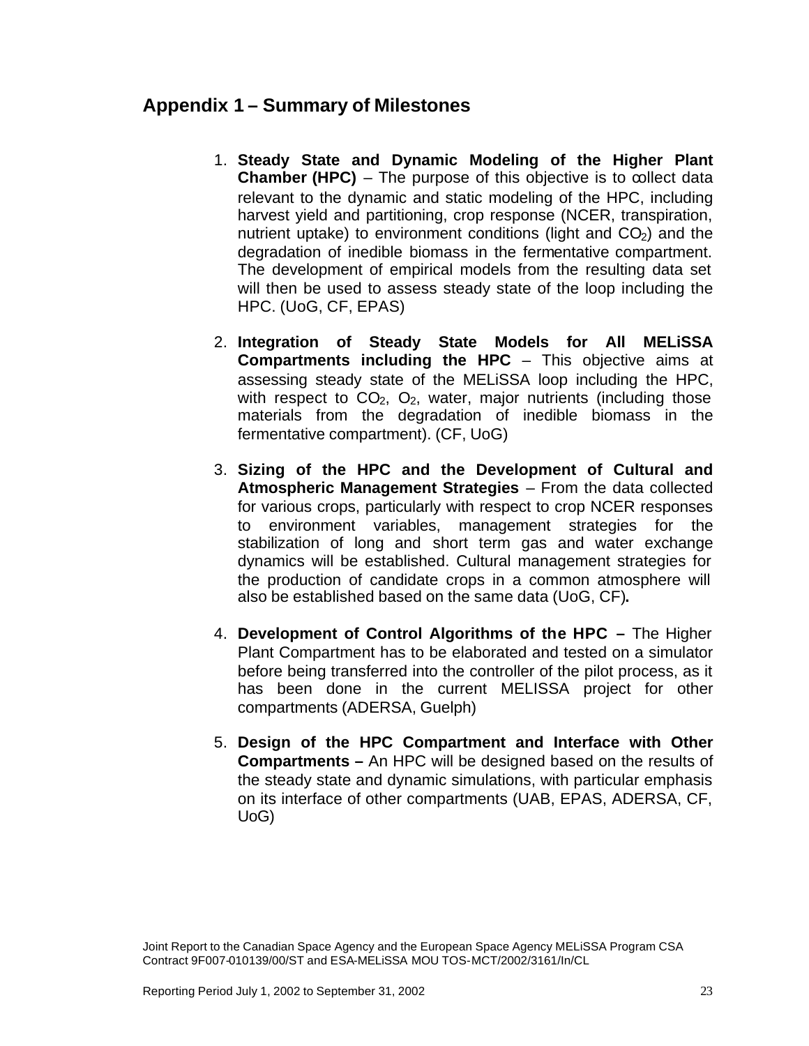## Appendix 1 – Summary of Milestones

1. **Steady State and Dynamic Modeling of the Higher Plant Chamber (HPC)** – The purpose of this objective is to collect data relevant to the dynamic and static modeling of the HPC, including harvest yield and partitioning, crop response (NCER, transpiration, nutrient uptake) to environment conditions (light and $CO_2$) and the degradation of inedible biomass in the fermentative compartment. The development of empirical models from the resulting data set will then be used to assess steady state of the loop including the HPC. (UoG, CF, EPAS)

2. **Integration of Steady State Models for All MELiSSA Compartments including the HPC** – This objective aims at assessing steady state of the MELiSSA loop including the HPC, with respect to $CO_2$, $O_2$, water, major nutrients (including those materials from the degradation of inedible biomass in the fermentative compartment). (CF, UoG)

3. **Sizing of the HPC and the Development of Cultural and Atmospheric Management Strategies** – From the data collected for various crops, particularly with respect to crop NCER responses to environment variables, management strategies for the stabilization of long and short term gas and water exchange dynamics will be established. Cultural management strategies for the production of candidate crops in a common atmosphere will also be established based on the same data (UoG, CF)**.**

4. **Development of Control Algorithms of the HPC –** The Higher Plant Compartment has to be elaborated and tested on a simulator before being transferred into the controller of the pilot process, as it has been done in the current MELISSA project for other compartments (ADERSA, Guelph)

5. **Design of the HPC Compartment and Interface with Other Compartments –** An HPC will be designed based on the results of the steady state and dynamic simulations, with particular emphasis on its interface of other compartments (UAB, EPAS, ADERSA, CF, UoG)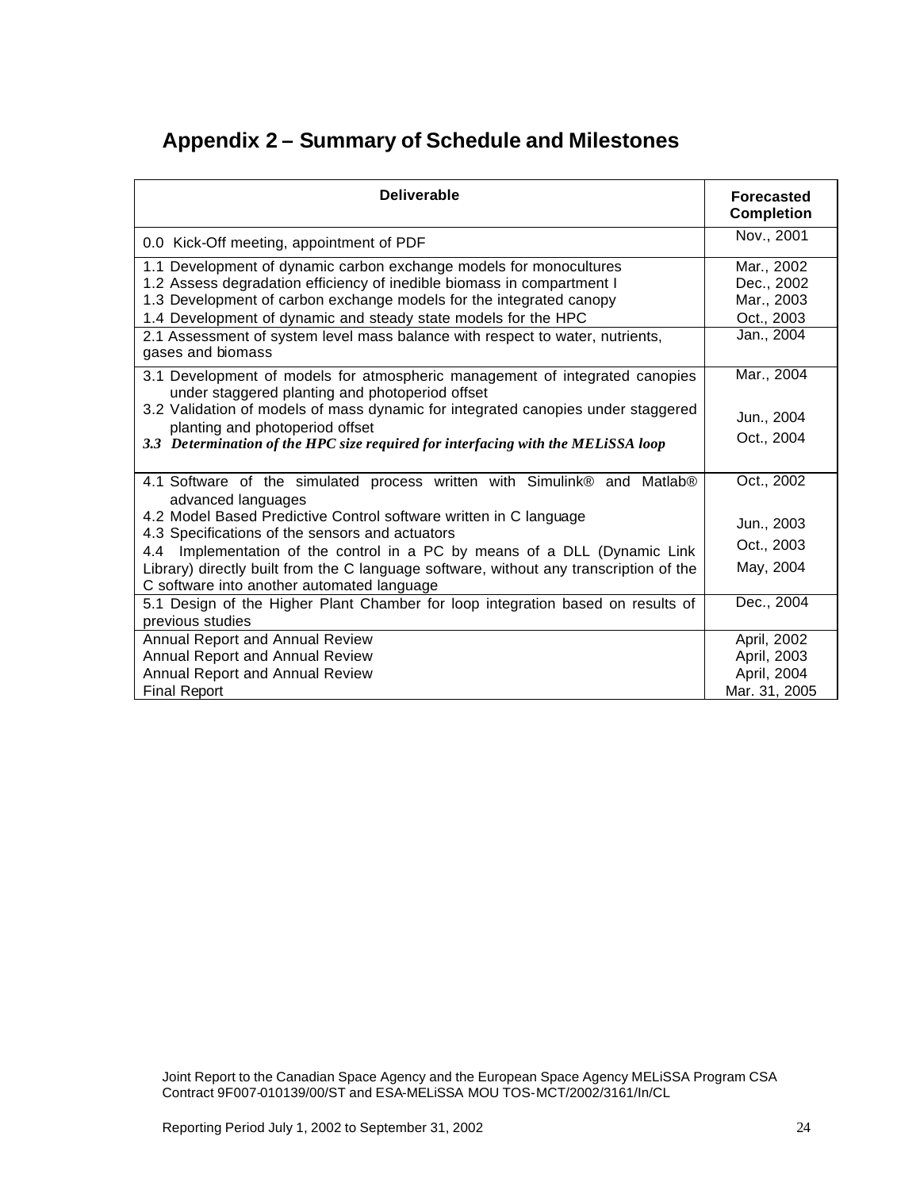## Appendix 2 – Summary of Schedule and Milestones

| Deliverable | Forecasted Completion |
|---|---|
| 0.0 Kick-Off meeting, appointment of PDF | Nov., 2001 |
| 1.1 Development of dynamic carbon exchange models for monocultures | Mar., 2002 |
| 1.2 Assess degradation efficiency of inedible biomass in compartment I | Dec., 2002 |
| 1.3 Development of carbon exchange models for the integrated canopy | Mar., 2003 |
| 1.4 Development of dynamic and steady state models for the HPC | Oct., 2003 |
| 2.1 Assessment of system level mass balance with respect to water, nutrients, gases and biomass | Jan., 2004 |
| 3.1 Development of models for atmospheric management of integrated canopies under staggered planting and photoperiod offset | Mar., 2004 |
| 3.2 Validation of models of mass dynamic for integrated canopies under staggered planting and photoperiod offset | Jun., 2004 |
| ***3.3 Determination of the HPC size required for interfacing with the MELiSSA loop*** | Oct., 2004 |
| 4.1 Software of the simulated process written with Simulink® and Matlab® advanced languages | Oct., 2002 |
| 4.2 Model Based Predictive Control software written in C language | Jun., 2003 |
| 4.3 Specifications of the sensors and actuators | Oct., 2003 |
| 4.4 Implementation of the control in a PC by means of a DLL (Dynamic Link Library) directly built from the C language software, without any transcription of the C software into another automated language | May, 2004 |
| 5.1 Design of the Higher Plant Chamber for loop integration based on results of previous studies | Dec., 2004 |
| Annual Report and Annual Review | April, 2002 |
| Annual Report and Annual Review | April, 2003 |
| Annual Report and Annual Review | April, 2004 |
| Final Report | Mar. 31, 2005 |

Joint Report to the Canadian Space Agency and the European Space Agency MELiSSA Program CSA Contract 9F007-010139/00/ST and ESA-MELiSSA MOU TOS-MCT/2002/3161/In/CL

Reporting Period July 1, 2002 to September 31, 2002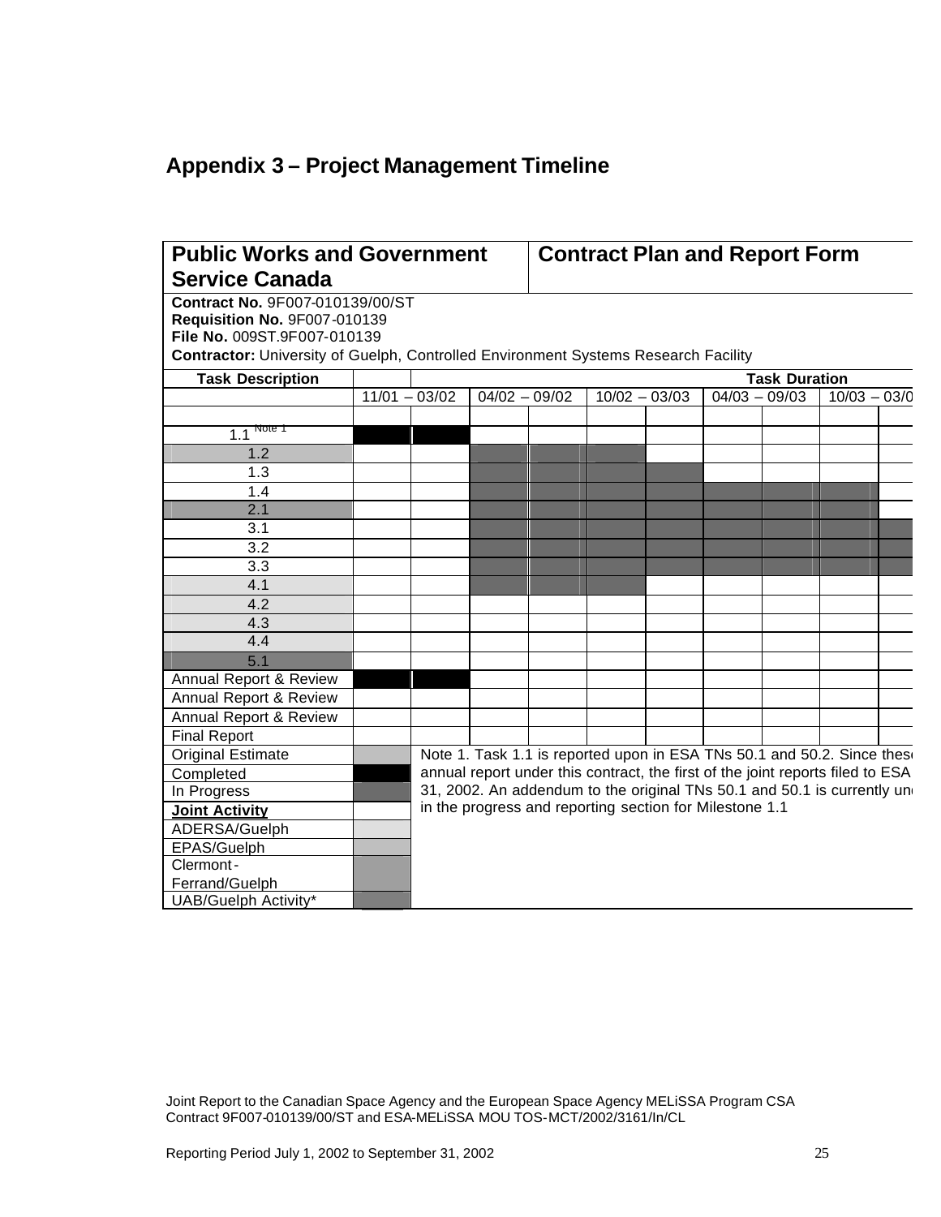## Appendix 3 – Project Management Timeline

| **Public Works and Government Service Canada** | | | | | | | **Contract Plan and Report Form** | | | |
|---|---|---|---|---|---|---|---|---|---|---|
| **Contract No.** 9F007-010139/00/ST<br>**Requisition No.** 9F007-010139<br>**File No.** 009ST.9F007-010139<br>**Contractor:** University of Guelph, Controlled Environment Systems Research Facility | | | | | | | | | | |
| **Task Description** | | **Task Duration** | | | | | | | | |
| | 11/01 – 03/02 | | 04/02 – 09/02 | | 10/02 – 03/03 | | 04/03 – 09/03 | | 10/03 – 03/0 | |
| 1.1 [Note 1] | | | | | | | | | | |
| 1.2 | | | | | | | | | | |
| 1.3 | | | | | | | | | | |
| 1.4 | | | | | | | | | | |
| 2.1 | | | | | | | | | | |
| 3.1 | | | | | | | | | | |
| 3.2 | | | | | | | | | | |
| 3.3 | | | | | | | | | | |
| 4.1 | | | | | | | | | | |
| 4.2 | | | | | | | | | | |
| 4.3 | | | | | | | | | | |
| 4.4 | | | | | | | | | | |
| 5.1 | | | | | | | | | | |
| Annual Report & Review | | | | | | | | | | |
| Annual Report & Review | | | | | | | | | | |
| Annual Report & Review | | | | | | | | | | |
| Final Report | | | | | | | | | | |
| Original Estimate | | Note 1. Task 1.1 is reported upon in ESA TNs 50.1 and 50.2. Since thes annual report under this contract, the first of the joint reports filed to ESA 31, 2002. An addendum to the original TNs 50.1 and 50.1 is currently un in the progress and reporting section for Milestone 1.1 | | | | | | | | |
| Completed | | | | | | | | | | |
| In Progress | | | | | | | | | | |
| **Joint Activity** | | | | | | | | | | |
| ADERSA/Guelph | | | | | | | | | | |
| EPAS/Guelph | | | | | | | | | | |
| Clermont-Ferrand/Guelph | | | | | | | | | | |
| UAB/Guelph Activity* | | | | | | | | | | |

Joint Report to the Canadian Space Agency and the European Space Agency MELiSSA Program CSA Contract 9F007-010139/00/ST and ESA-MELiSSA MOU TOS-MCT/2002/3161/In/CL

Reporting Period July 1, 2002 to September 31, 2002